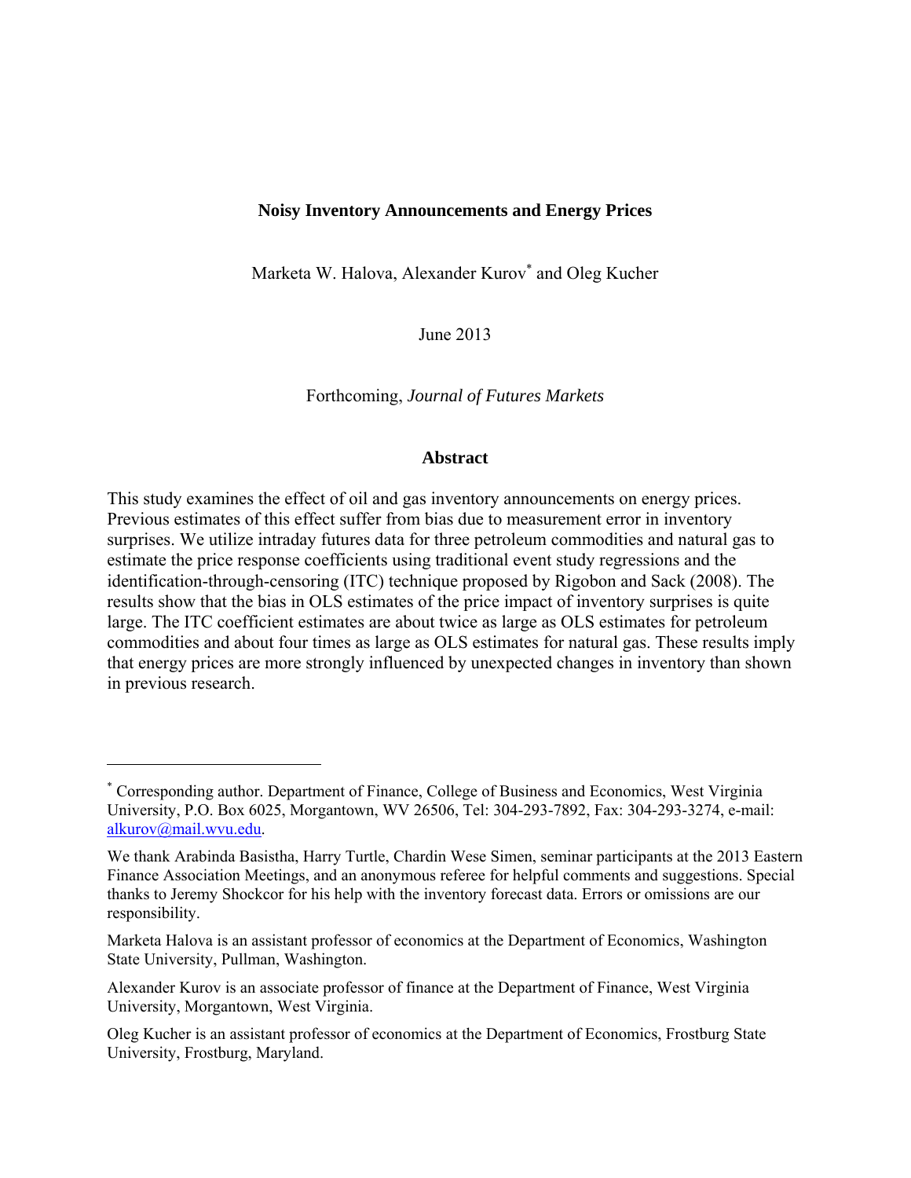# Noisy Inventory Announcements and Energy Prices

Marketa W. Halova, Alexander Kurov[*] and Oleg Kucher

June 2013

Forthcoming, *Journal of Futures Markets*

## Abstract

This study examines the effect of oil and gas inventory announcements on energy prices. Previous estimates of this effect suffer from bias due to measurement error in inventory surprises. We utilize intraday futures data for three petroleum commodities and natural gas to estimate the price response coefficients using traditional event study regressions and the identification-through-censoring (ITC) technique proposed by Rigobon and Sack (2008). The results show that the bias in OLS estimates of the price impact of inventory surprises is quite large. The ITC coefficient estimates are about twice as large as OLS estimates for petroleum commodities and about four times as large as OLS estimates for natural gas. These results imply that energy prices are more strongly influenced by unexpected changes in inventory than shown in previous research.

---

[*] Corresponding author. Department of Finance, College of Business and Economics, West Virginia University, P.O. Box 6025, Morgantown, WV 26506, Tel: 304-293-7892, Fax: 304-293-3274, e-mail: alkurov@mail.wvu.edu.

We thank Arabinda Basistha, Harry Turtle, Chardin Wese Simen, seminar participants at the 2013 Eastern Finance Association Meetings, and an anonymous referee for helpful comments and suggestions. Special thanks to Jeremy Shockcor for his help with the inventory forecast data. Errors or omissions are our responsibility.

Marketa Halova is an assistant professor of economics at the Department of Economics, Washington State University, Pullman, Washington.

Alexander Kurov is an associate professor of finance at the Department of Finance, West Virginia University, Morgantown, West Virginia.

Oleg Kucher is an assistant professor of economics at the Department of Economics, Frostburg State University, Frostburg, Maryland.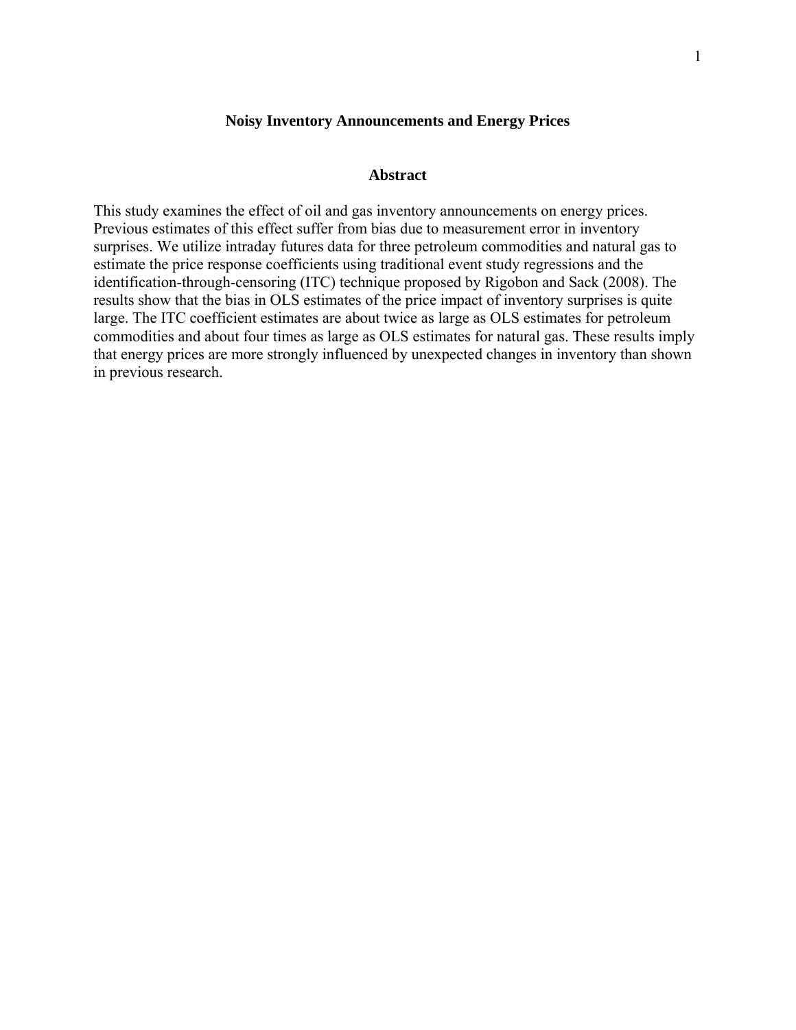# Noisy Inventory Announcements and Energy Prices

## Abstract

This study examines the effect of oil and gas inventory announcements on energy prices. Previous estimates of this effect suffer from bias due to measurement error in inventory surprises. We utilize intraday futures data for three petroleum commodities and natural gas to estimate the price response coefficients using traditional event study regressions and the identification-through-censoring (ITC) technique proposed by Rigobon and Sack (2008). The results show that the bias in OLS estimates of the price impact of inventory surprises is quite large. The ITC coefficient estimates are about twice as large as OLS estimates for petroleum commodities and about four times as large as OLS estimates for natural gas. These results imply that energy prices are more strongly influenced by unexpected changes in inventory than shown in previous research.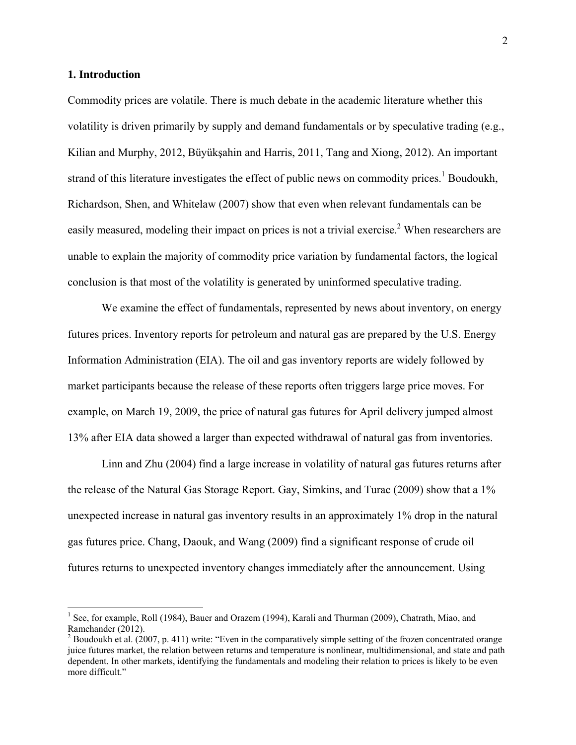## 1. Introduction

Commodity prices are volatile. There is much debate in the academic literature whether this volatility is driven primarily by supply and demand fundamentals or by speculative trading (e.g., Kilian and Murphy, 2012, Büyükşahin and Harris, 2011, Tang and Xiong, 2012). An important strand of this literature investigates the effect of public news on commodity prices.[1] Boudoukh, Richardson, Shen, and Whitelaw (2007) show that even when relevant fundamentals can be easily measured, modeling their impact on prices is not a trivial exercise.[2] When researchers are unable to explain the majority of commodity price variation by fundamental factors, the logical conclusion is that most of the volatility is generated by uninformed speculative trading.

We examine the effect of fundamentals, represented by news about inventory, on energy futures prices. Inventory reports for petroleum and natural gas are prepared by the U.S. Energy Information Administration (EIA). The oil and gas inventory reports are widely followed by market participants because the release of these reports often triggers large price moves. For example, on March 19, 2009, the price of natural gas futures for April delivery jumped almost 13% after EIA data showed a larger than expected withdrawal of natural gas from inventories.

Linn and Zhu (2004) find a large increase in volatility of natural gas futures returns after the release of the Natural Gas Storage Report. Gay, Simkins, and Turac (2009) show that a 1% unexpected increase in natural gas inventory results in an approximately 1% drop in the natural gas futures price. Chang, Daouk, and Wang (2009) find a significant response of crude oil futures returns to unexpected inventory changes immediately after the announcement. Using

[1] See, for example, Roll (1984), Bauer and Orazem (1994), Karali and Thurman (2009), Chatrath, Miao, and Ramchander (2012).

[2] Boudoukh et al. (2007, p. 411) write: "Even in the comparatively simple setting of the frozen concentrated orange juice futures market, the relation between returns and temperature is nonlinear, multidimensional, and state and path dependent. In other markets, identifying the fundamentals and modeling their relation to prices is likely to be even more difficult."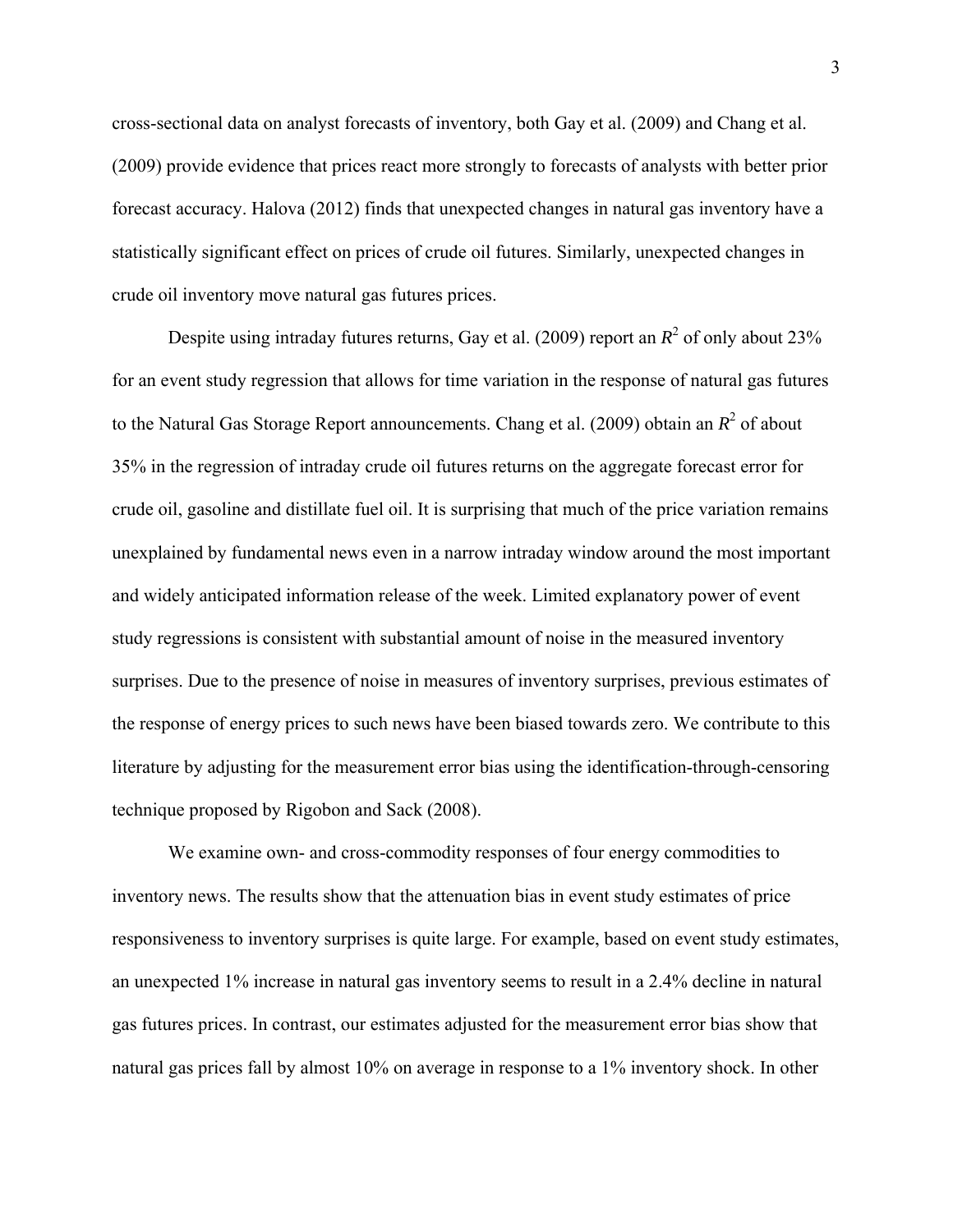cross-sectional data on analyst forecasts of inventory, both Gay et al. (2009) and Chang et al. (2009) provide evidence that prices react more strongly to forecasts of analysts with better prior forecast accuracy. Halova (2012) finds that unexpected changes in natural gas inventory have a statistically significant effect on prices of crude oil futures. Similarly, unexpected changes in crude oil inventory move natural gas futures prices.

Despite using intraday futures returns, Gay et al. (2009) report an $R^2$ of only about 23% for an event study regression that allows for time variation in the response of natural gas futures to the Natural Gas Storage Report announcements. Chang et al. (2009) obtain an $R^2$ of about 35% in the regression of intraday crude oil futures returns on the aggregate forecast error for crude oil, gasoline and distillate fuel oil. It is surprising that much of the price variation remains unexplained by fundamental news even in a narrow intraday window around the most important and widely anticipated information release of the week. Limited explanatory power of event study regressions is consistent with substantial amount of noise in the measured inventory surprises. Due to the presence of noise in measures of inventory surprises, previous estimates of the response of energy prices to such news have been biased towards zero. We contribute to this literature by adjusting for the measurement error bias using the identification-through-censoring technique proposed by Rigobon and Sack (2008).

We examine own- and cross-commodity responses of four energy commodities to inventory news. The results show that the attenuation bias in event study estimates of price responsiveness to inventory surprises is quite large. For example, based on event study estimates, an unexpected 1% increase in natural gas inventory seems to result in a 2.4% decline in natural gas futures prices. In contrast, our estimates adjusted for the measurement error bias show that natural gas prices fall by almost 10% on average in response to a 1% inventory shock. In other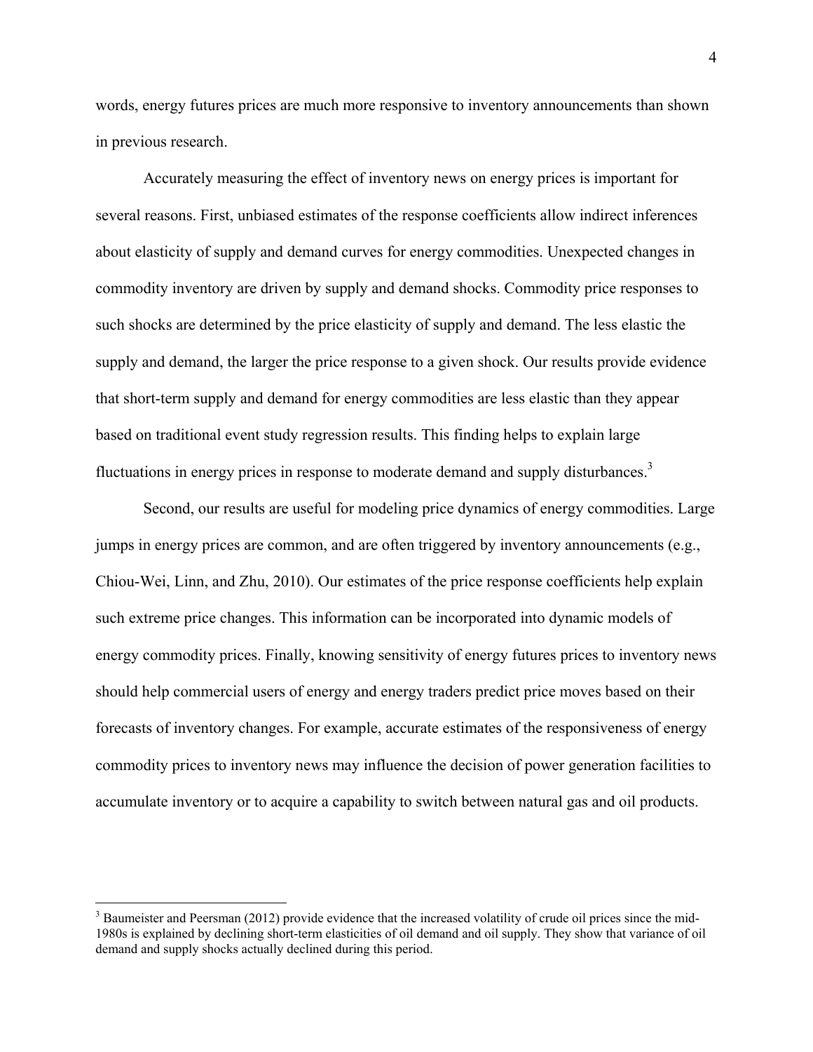words, energy futures prices are much more responsive to inventory announcements than shown in previous research.

Accurately measuring the effect of inventory news on energy prices is important for several reasons. First, unbiased estimates of the response coefficients allow indirect inferences about elasticity of supply and demand curves for energy commodities. Unexpected changes in commodity inventory are driven by supply and demand shocks. Commodity price responses to such shocks are determined by the price elasticity of supply and demand. The less elastic the supply and demand, the larger the price response to a given shock. Our results provide evidence that short-term supply and demand for energy commodities are less elastic than they appear based on traditional event study regression results. This finding helps to explain large fluctuations in energy prices in response to moderate demand and supply disturbances.[3]

Second, our results are useful for modeling price dynamics of energy commodities. Large jumps in energy prices are common, and are often triggered by inventory announcements (e.g., Chiou-Wei, Linn, and Zhu, 2010). Our estimates of the price response coefficients help explain such extreme price changes. This information can be incorporated into dynamic models of energy commodity prices. Finally, knowing sensitivity of energy futures prices to inventory news should help commercial users of energy and energy traders predict price moves based on their forecasts of inventory changes. For example, accurate estimates of the responsiveness of energy commodity prices to inventory news may influence the decision of power generation facilities to accumulate inventory or to acquire a capability to switch between natural gas and oil products.

[3] Baumeister and Peersman (2012) provide evidence that the increased volatility of crude oil prices since the mid-1980s is explained by declining short-term elasticities of oil demand and oil supply. They show that variance of oil demand and supply shocks actually declined during this period.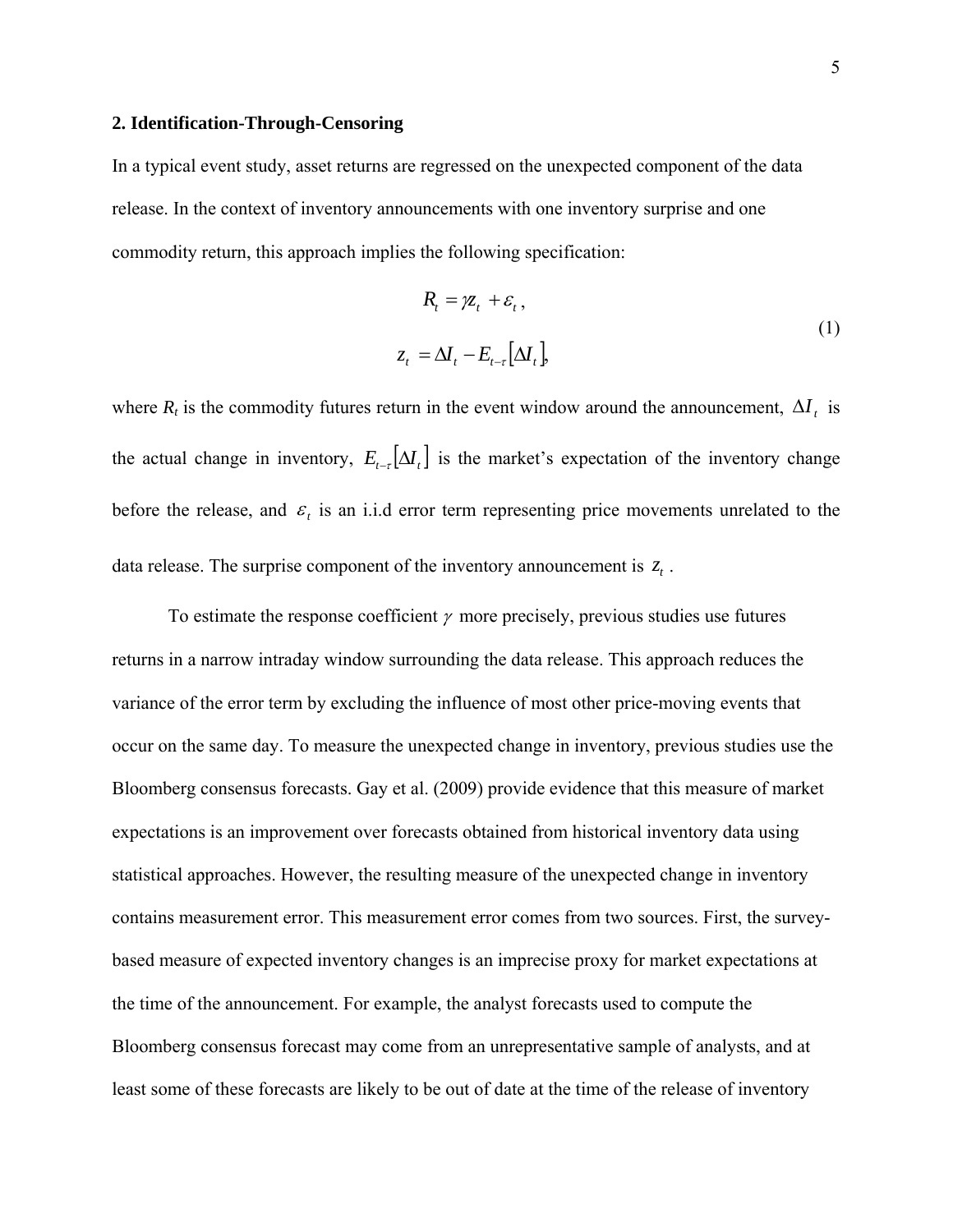## 2. Identification-Through-Censoring

In a typical event study, asset returns are regressed on the unexpected component of the data release. In the context of inventory announcements with one inventory surprise and one commodity return, this approach implies the following specification:

$$
\begin{aligned}
R_t &= \gamma z_t + \varepsilon_t , \\
z_t &= \Delta I_t - E_{t-\tau}\left[\Delta I_t\right],
\end{aligned}
\tag{1}
$$

where $R_t$ is the commodity futures return in the event window around the announcement, $\Delta I_t$ is the actual change in inventory, $E_{t-\tau}\left[\Delta I_t\right]$ is the market's expectation of the inventory change before the release, and $\varepsilon_t$ is an i.i.d error term representing price movements unrelated to the data release. The surprise component of the inventory announcement is $z_t$ .

To estimate the response coefficient $\gamma$ more precisely, previous studies use futures returns in a narrow intraday window surrounding the data release. This approach reduces the variance of the error term by excluding the influence of most other price-moving events that occur on the same day. To measure the unexpected change in inventory, previous studies use the Bloomberg consensus forecasts. Gay et al. (2009) provide evidence that this measure of market expectations is an improvement over forecasts obtained from historical inventory data using statistical approaches. However, the resulting measure of the unexpected change in inventory contains measurement error. This measurement error comes from two sources. First, the survey-based measure of expected inventory changes is an imprecise proxy for market expectations at the time of the announcement. For example, the analyst forecasts used to compute the Bloomberg consensus forecast may come from an unrepresentative sample of analysts, and at least some of these forecasts are likely to be out of date at the time of the release of inventory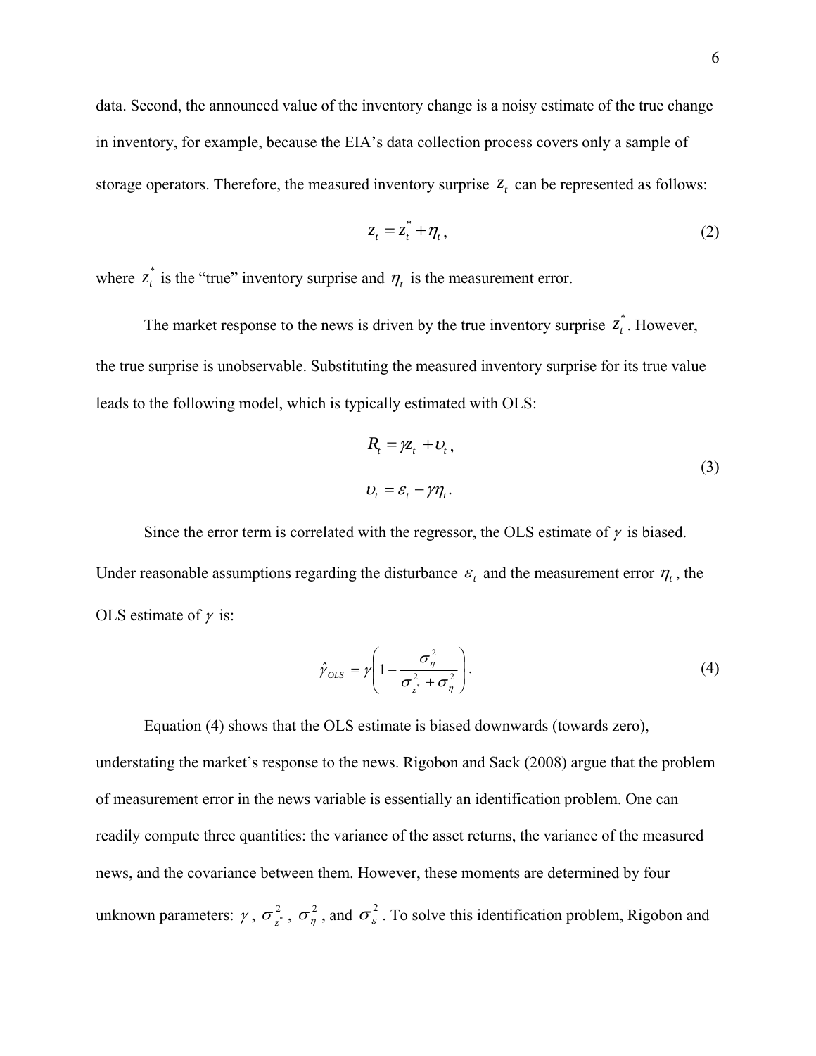data. Second, the announced value of the inventory change is a noisy estimate of the true change in inventory, for example, because the EIA's data collection process covers only a sample of storage operators. Therefore, the measured inventory surprise $z_t$ can be represented as follows:

$$z_t = z_t^* + \eta_t, \tag{2}$$

where $z_t^*$ is the "true" inventory surprise and $\eta_t$ is the measurement error.

The market response to the news is driven by the true inventory surprise $z_t^*$. However, the true surprise is unobservable. Substituting the measured inventory surprise for its true value leads to the following model, which is typically estimated with OLS:

$$\begin{aligned} R_t &= \gamma z_t + \upsilon_t, \\ \upsilon_t &= \varepsilon_t - \gamma \eta_t. \end{aligned} \tag{3}$$

Since the error term is correlated with the regressor, the OLS estimate of $\gamma$ is biased. Under reasonable assumptions regarding the disturbance $\varepsilon_t$ and the measurement error $\eta_t$, the OLS estimate of $\gamma$ is:

$$\hat{\gamma}_{OLS} = \gamma \left( 1 - \frac{\sigma_\eta^2}{\sigma_{z^*}^2 + \sigma_\eta^2} \right). \tag{4}$$

Equation (4) shows that the OLS estimate is biased downwards (towards zero), understating the market's response to the news. Rigobon and Sack (2008) argue that the problem of measurement error in the news variable is essentially an identification problem. One can readily compute three quantities: the variance of the asset returns, the variance of the measured news, and the covariance between them. However, these moments are determined by four unknown parameters: $\gamma$, $\sigma_{z^*}^2$, $\sigma_\eta^2$, and $\sigma_\varepsilon^2$. To solve this identification problem, Rigobon and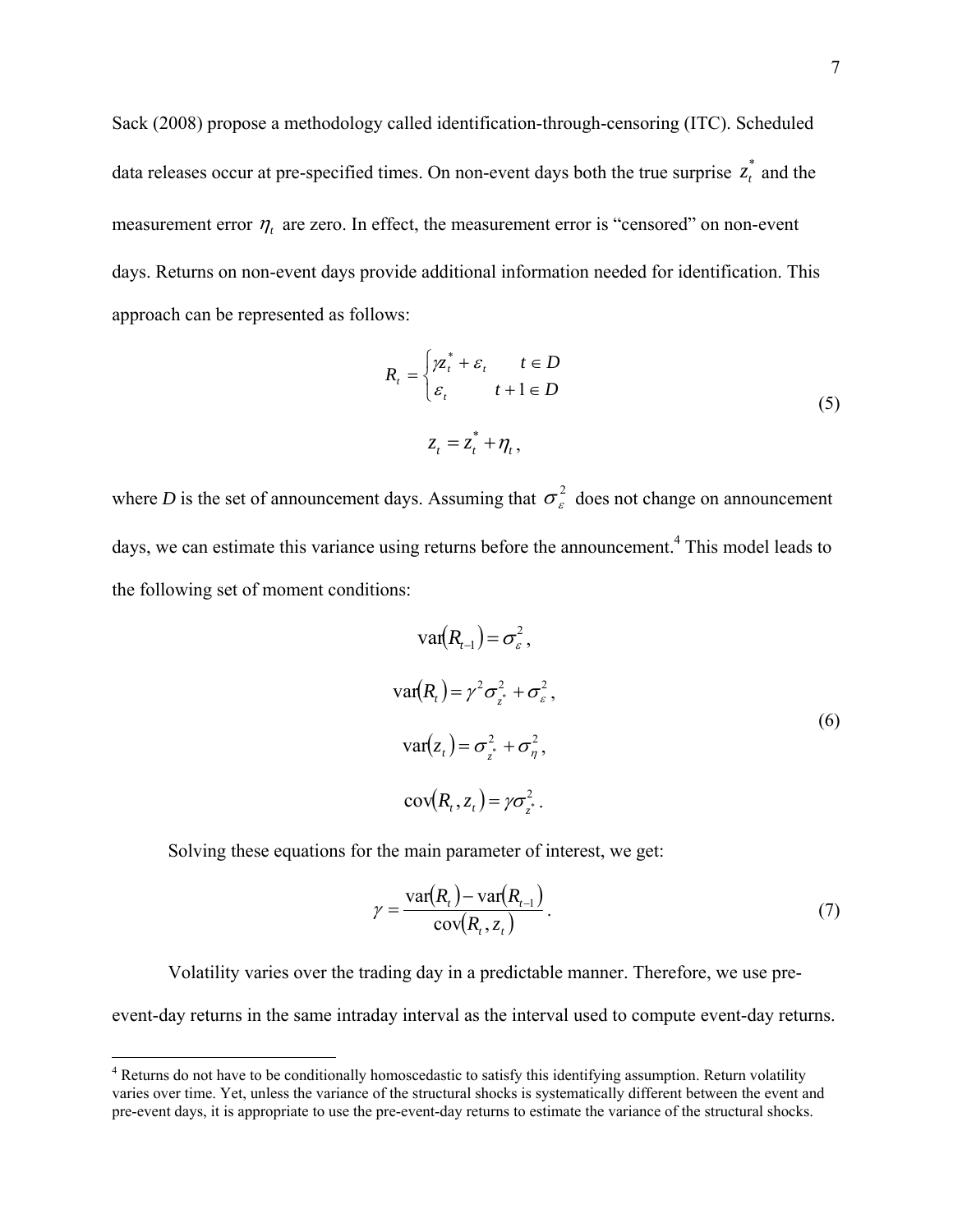Sack (2008) propose a methodology called identification-through-censoring (ITC). Scheduled data releases occur at pre-specified times. On non-event days both the true surprise $z_t^*$ and the measurement error $\eta_t$ are zero. In effect, the measurement error is "censored" on non-event days. Returns on non-event days provide additional information needed for identification. This approach can be represented as follows:

$$
R_t = \begin{cases} \gamma z_t^* + \varepsilon_t & t \in D \\ \varepsilon_t & t+1 \in D \end{cases}
$$
$$
z_t = z_t^* + \eta_t, \tag{5}
$$

where *D* is the set of announcement days. Assuming that $\sigma_\varepsilon^2$ does not change on announcement days, we can estimate this variance using returns before the announcement.[4] This model leads to the following set of moment conditions:

$$
\begin{aligned}
\mathrm{var}(R_{t-1}) &= \sigma_\varepsilon^2, \\
\mathrm{var}(R_t) &= \gamma^2 \sigma_{z^*}^2 + \sigma_\varepsilon^2, \\
\mathrm{var}(z_t) &= \sigma_{z^*}^2 + \sigma_\eta^2, \\
\mathrm{cov}(R_t, z_t) &= \gamma \sigma_{z^*}^2 .
\end{aligned} \tag{6}
$$

Solving these equations for the main parameter of interest, we get:

$$
\gamma = \frac{\mathrm{var}(R_t) - \mathrm{var}(R_{t-1})}{\mathrm{cov}(R_t, z_t)}. \tag{7}
$$

Volatility varies over the trading day in a predictable manner. Therefore, we use pre-event-day returns in the same intraday interval as the interval used to compute event-day returns.

---

[4] Returns do not have to be conditionally homoscedastic to satisfy this identifying assumption. Return volatility varies over time. Yet, unless the variance of the structural shocks is systematically different between the event and pre-event days, it is appropriate to use the pre-event-day returns to estimate the variance of the structural shocks.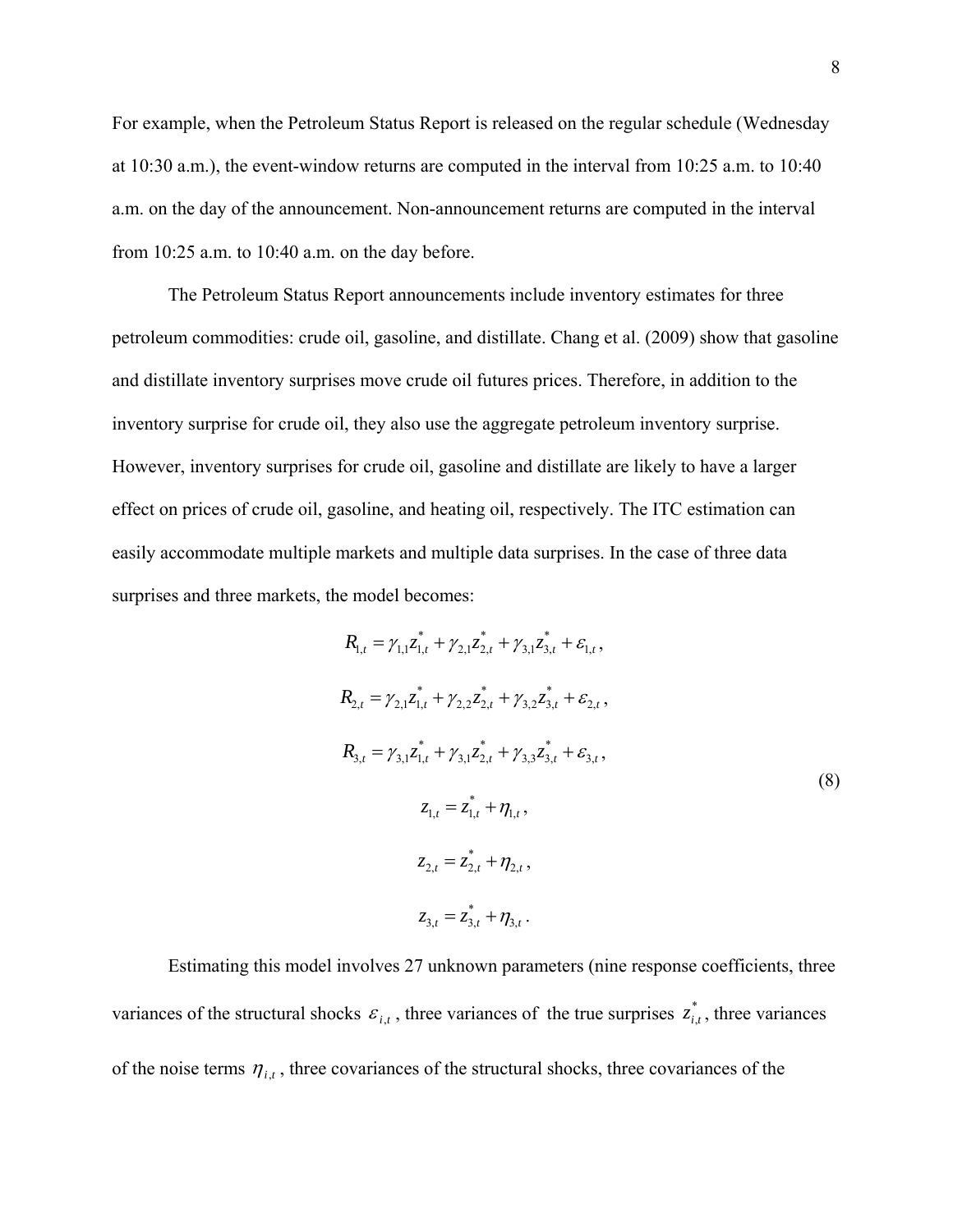For example, when the Petroleum Status Report is released on the regular schedule (Wednesday at 10:30 a.m.), the event-window returns are computed in the interval from 10:25 a.m. to 10:40 a.m. on the day of the announcement. Non-announcement returns are computed in the interval from 10:25 a.m. to 10:40 a.m. on the day before.

The Petroleum Status Report announcements include inventory estimates for three petroleum commodities: crude oil, gasoline, and distillate. Chang et al. (2009) show that gasoline and distillate inventory surprises move crude oil futures prices. Therefore, in addition to the inventory surprise for crude oil, they also use the aggregate petroleum inventory surprise. However, inventory surprises for crude oil, gasoline and distillate are likely to have a larger effect on prices of crude oil, gasoline, and heating oil, respectively. The ITC estimation can easily accommodate multiple markets and multiple data surprises. In the case of three data surprises and three markets, the model becomes:

$$
\begin{aligned}
R_{1,t} &= \gamma_{1,1} z_{1,t}^{*} + \gamma_{2,1} z_{2,t}^{*} + \gamma_{3,1} z_{3,t}^{*} + \varepsilon_{1,t}, \\
R_{2,t} &= \gamma_{2,1} z_{1,t}^{*} + \gamma_{2,2} z_{2,t}^{*} + \gamma_{3,2} z_{3,t}^{*} + \varepsilon_{2,t}, \\
R_{3,t} &= \gamma_{3,1} z_{1,t}^{*} + \gamma_{3,1} z_{2,t}^{*} + \gamma_{3,3} z_{3,t}^{*} + \varepsilon_{3,t}, \\
z_{1,t} &= z_{1,t}^{*} + \eta_{1,t}, \\
z_{2,t} &= z_{2,t}^{*} + \eta_{2,t}, \\
z_{3,t} &= z_{3,t}^{*} + \eta_{3,t}.
\end{aligned}
\tag{8}
$$

Estimating this model involves 27 unknown parameters (nine response coefficients, three variances of the structural shocks $\varepsilon_{i,t}$, three variances of the true surprises $z_{i,t}^{*}$, three variances of the noise terms $\eta_{i,t}$, three covariances of the structural shocks, three covariances of the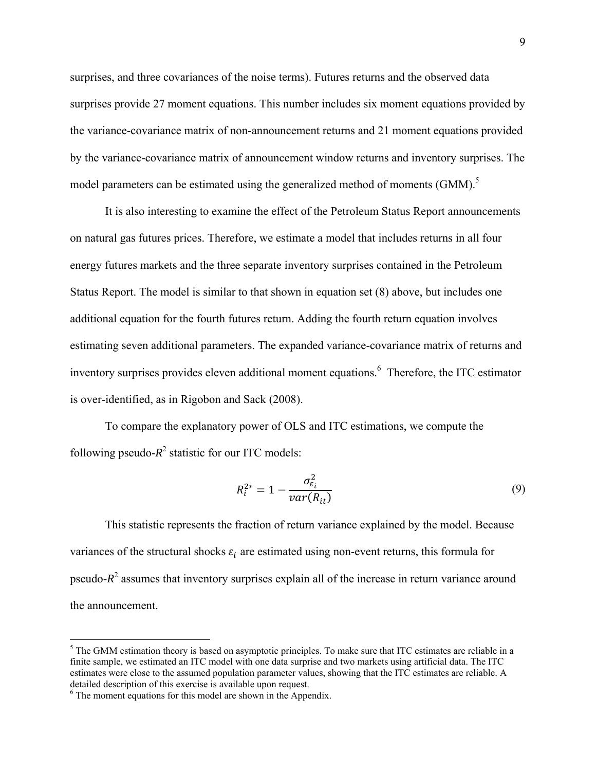surprises, and three covariances of the noise terms). Futures returns and the observed data surprises provide 27 moment equations. This number includes six moment equations provided by the variance-covariance matrix of non-announcement returns and 21 moment equations provided by the variance-covariance matrix of announcement window returns and inventory surprises. The model parameters can be estimated using the generalized method of moments (GMM).[5]

It is also interesting to examine the effect of the Petroleum Status Report announcements on natural gas futures prices. Therefore, we estimate a model that includes returns in all four energy futures markets and the three separate inventory surprises contained in the Petroleum Status Report. The model is similar to that shown in equation set (8) above, but includes one additional equation for the fourth futures return. Adding the fourth return equation involves estimating seven additional parameters. The expanded variance-covariance matrix of returns and inventory surprises provides eleven additional moment equations.[6] Therefore, the ITC estimator is over-identified, as in Rigobon and Sack (2008).

To compare the explanatory power of OLS and ITC estimations, we compute the following pseudo-$R^2$ statistic for our ITC models:

$$R_i^{2*} = 1 - \frac{\sigma_{\varepsilon_i}^2}{var(R_{it})} \tag{9}$$

This statistic represents the fraction of return variance explained by the model. Because variances of the structural shocks $\varepsilon_i$ are estimated using non-event returns, this formula for pseudo-$R^2$ assumes that inventory surprises explain all of the increase in return variance around the announcement.

---

[5] The GMM estimation theory is based on asymptotic principles. To make sure that ITC estimates are reliable in a finite sample, we estimated an ITC model with one data surprise and two markets using artificial data. The ITC estimates were close to the assumed population parameter values, showing that the ITC estimates are reliable. A detailed description of this exercise is available upon request.

[6] The moment equations for this model are shown in the Appendix.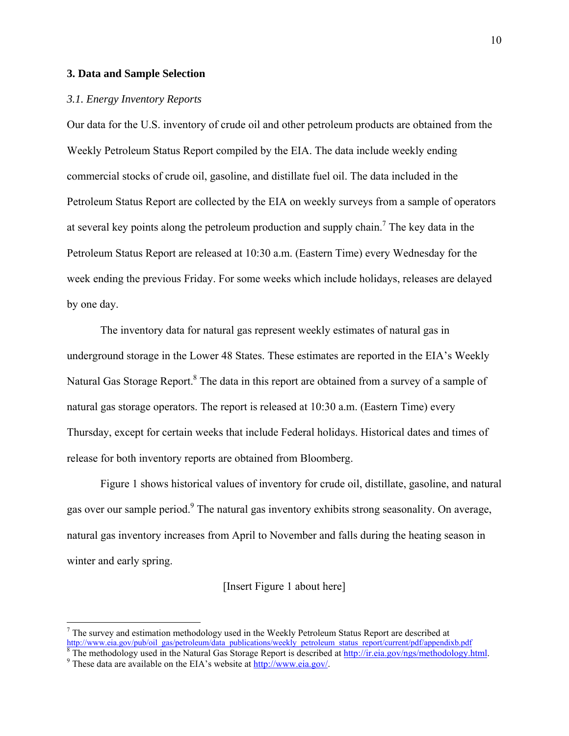## 3. Data and Sample Selection

### *3.1. Energy Inventory Reports*

Our data for the U.S. inventory of crude oil and other petroleum products are obtained from the Weekly Petroleum Status Report compiled by the EIA. The data include weekly ending commercial stocks of crude oil, gasoline, and distillate fuel oil. The data included in the Petroleum Status Report are collected by the EIA on weekly surveys from a sample of operators at several key points along the petroleum production and supply chain.[7] The key data in the Petroleum Status Report are released at 10:30 a.m. (Eastern Time) every Wednesday for the week ending the previous Friday. For some weeks which include holidays, releases are delayed by one day.

The inventory data for natural gas represent weekly estimates of natural gas in underground storage in the Lower 48 States. These estimates are reported in the EIA's Weekly Natural Gas Storage Report.[8] The data in this report are obtained from a survey of a sample of natural gas storage operators. The report is released at 10:30 a.m. (Eastern Time) every Thursday, except for certain weeks that include Federal holidays. Historical dates and times of release for both inventory reports are obtained from Bloomberg.

Figure 1 shows historical values of inventory for crude oil, distillate, gasoline, and natural gas over our sample period.[9] The natural gas inventory exhibits strong seasonality. On average, natural gas inventory increases from April to November and falls during the heating season in winter and early spring.

[Insert Figure 1 about here]

---

[7] The survey and estimation methodology used in the Weekly Petroleum Status Report are described at http://www.eia.gov/pub/oil_gas/petroleum/data_publications/weekly_petroleum_status_report/current/pdf/appendixb.pdf

[8] The methodology used in the Natural Gas Storage Report is described at http://ir.eia.gov/ngs/methodology.html.

[9] These data are available on the EIA's website at http://www.eia.gov/.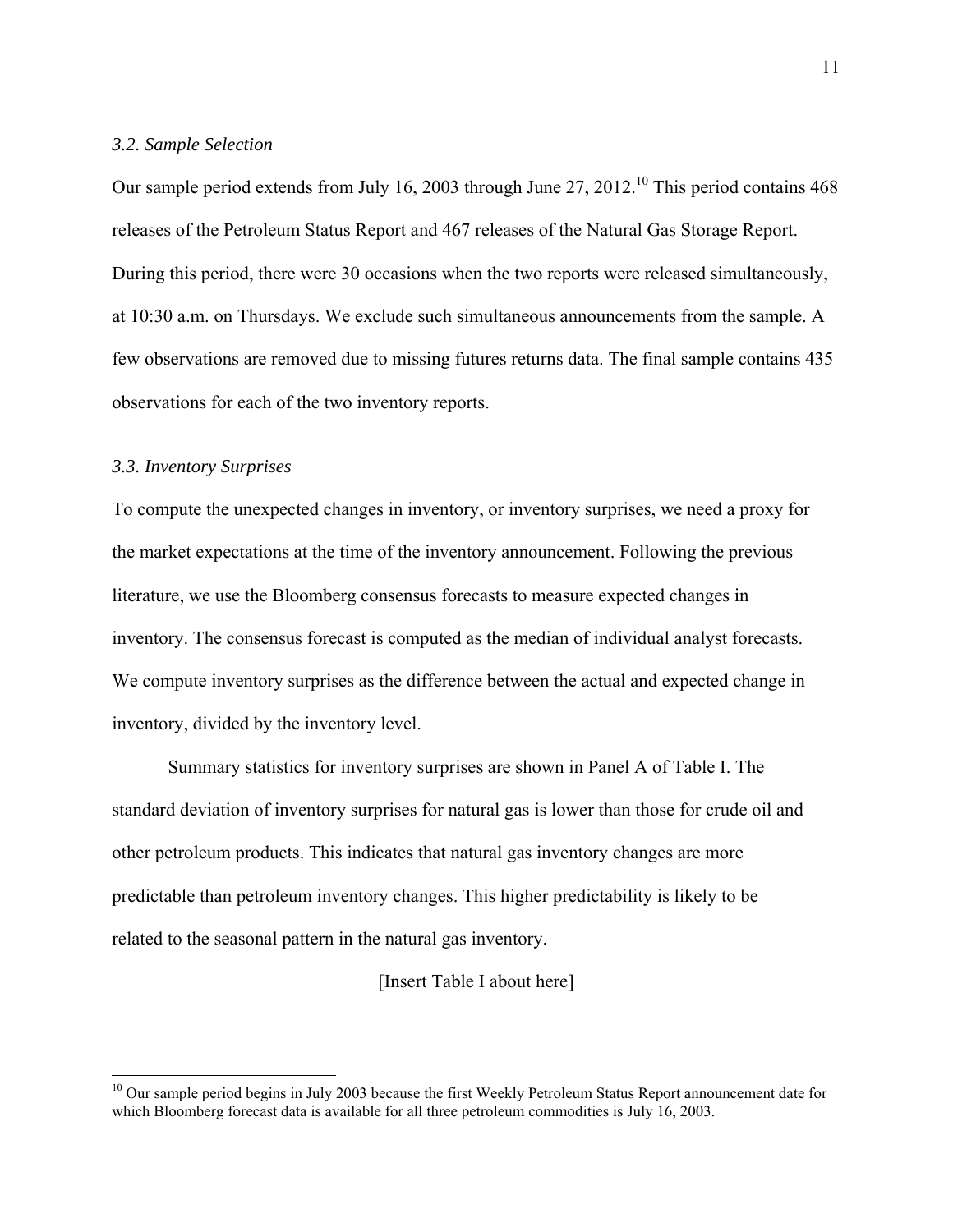### *3.2. Sample Selection*

Our sample period extends from July 16, 2003 through June 27, 2012.[10] This period contains 468 releases of the Petroleum Status Report and 467 releases of the Natural Gas Storage Report. During this period, there were 30 occasions when the two reports were released simultaneously, at 10:30 a.m. on Thursdays. We exclude such simultaneous announcements from the sample. A few observations are removed due to missing futures returns data. The final sample contains 435 observations for each of the two inventory reports.

### *3.3. Inventory Surprises*

To compute the unexpected changes in inventory, or inventory surprises, we need a proxy for the market expectations at the time of the inventory announcement. Following the previous literature, we use the Bloomberg consensus forecasts to measure expected changes in inventory. The consensus forecast is computed as the median of individual analyst forecasts. We compute inventory surprises as the difference between the actual and expected change in inventory, divided by the inventory level.

Summary statistics for inventory surprises are shown in Panel A of Table I. The standard deviation of inventory surprises for natural gas is lower than those for crude oil and other petroleum products. This indicates that natural gas inventory changes are more predictable than petroleum inventory changes. This higher predictability is likely to be related to the seasonal pattern in the natural gas inventory.

[Insert Table I about here]

[10] Our sample period begins in July 2003 because the first Weekly Petroleum Status Report announcement date for which Bloomberg forecast data is available for all three petroleum commodities is July 16, 2003.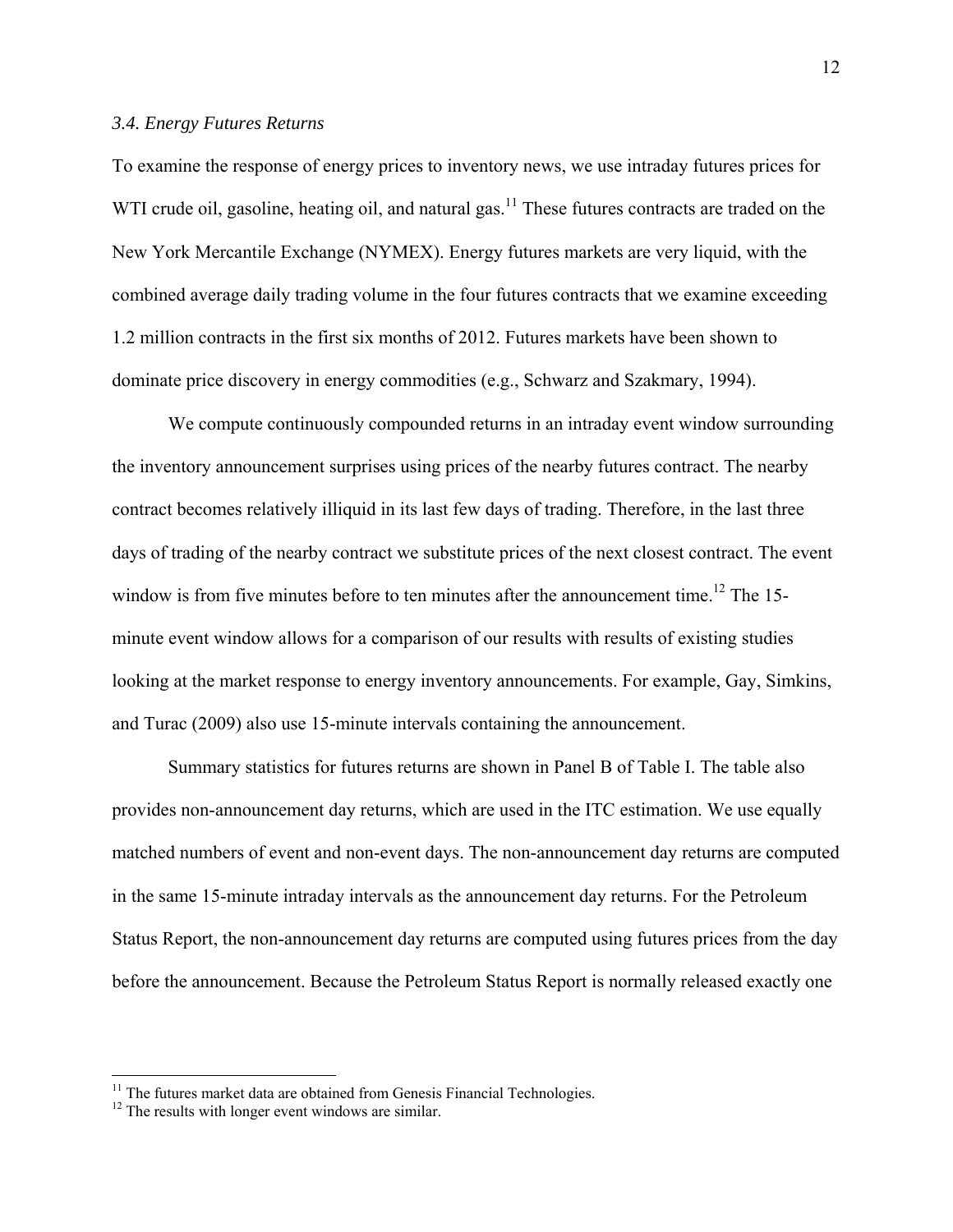### *3.4. Energy Futures Returns*

To examine the response of energy prices to inventory news, we use intraday futures prices for WTI crude oil, gasoline, heating oil, and natural gas.[11] These futures contracts are traded on the New York Mercantile Exchange (NYMEX). Energy futures markets are very liquid, with the combined average daily trading volume in the four futures contracts that we examine exceeding 1.2 million contracts in the first six months of 2012. Futures markets have been shown to dominate price discovery in energy commodities (e.g., Schwarz and Szakmary, 1994).

We compute continuously compounded returns in an intraday event window surrounding the inventory announcement surprises using prices of the nearby futures contract. The nearby contract becomes relatively illiquid in its last few days of trading. Therefore, in the last three days of trading of the nearby contract we substitute prices of the next closest contract. The event window is from five minutes before to ten minutes after the announcement time.[12] The 15-minute event window allows for a comparison of our results with results of existing studies looking at the market response to energy inventory announcements. For example, Gay, Simkins, and Turac (2009) also use 15-minute intervals containing the announcement.

Summary statistics for futures returns are shown in Panel B of Table I. The table also provides non-announcement day returns, which are used in the ITC estimation. We use equally matched numbers of event and non-event days. The non-announcement day returns are computed in the same 15-minute intraday intervals as the announcement day returns. For the Petroleum Status Report, the non-announcement day returns are computed using futures prices from the day before the announcement. Because the Petroleum Status Report is normally released exactly one

---

[11] The futures market data are obtained from Genesis Financial Technologies.

[12] The results with longer event windows are similar.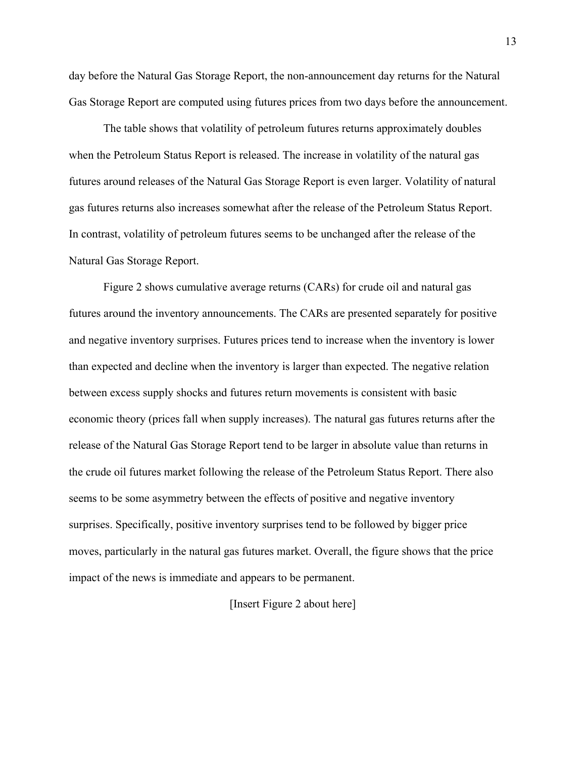day before the Natural Gas Storage Report, the non-announcement day returns for the Natural Gas Storage Report are computed using futures prices from two days before the announcement.

The table shows that volatility of petroleum futures returns approximately doubles when the Petroleum Status Report is released. The increase in volatility of the natural gas futures around releases of the Natural Gas Storage Report is even larger. Volatility of natural gas futures returns also increases somewhat after the release of the Petroleum Status Report. In contrast, volatility of petroleum futures seems to be unchanged after the release of the Natural Gas Storage Report.

Figure 2 shows cumulative average returns (CARs) for crude oil and natural gas futures around the inventory announcements. The CARs are presented separately for positive and negative inventory surprises. Futures prices tend to increase when the inventory is lower than expected and decline when the inventory is larger than expected. The negative relation between excess supply shocks and futures return movements is consistent with basic economic theory (prices fall when supply increases). The natural gas futures returns after the release of the Natural Gas Storage Report tend to be larger in absolute value than returns in the crude oil futures market following the release of the Petroleum Status Report. There also seems to be some asymmetry between the effects of positive and negative inventory surprises. Specifically, positive inventory surprises tend to be followed by bigger price moves, particularly in the natural gas futures market. Overall, the figure shows that the price impact of the news is immediate and appears to be permanent.

[Insert Figure 2 about here]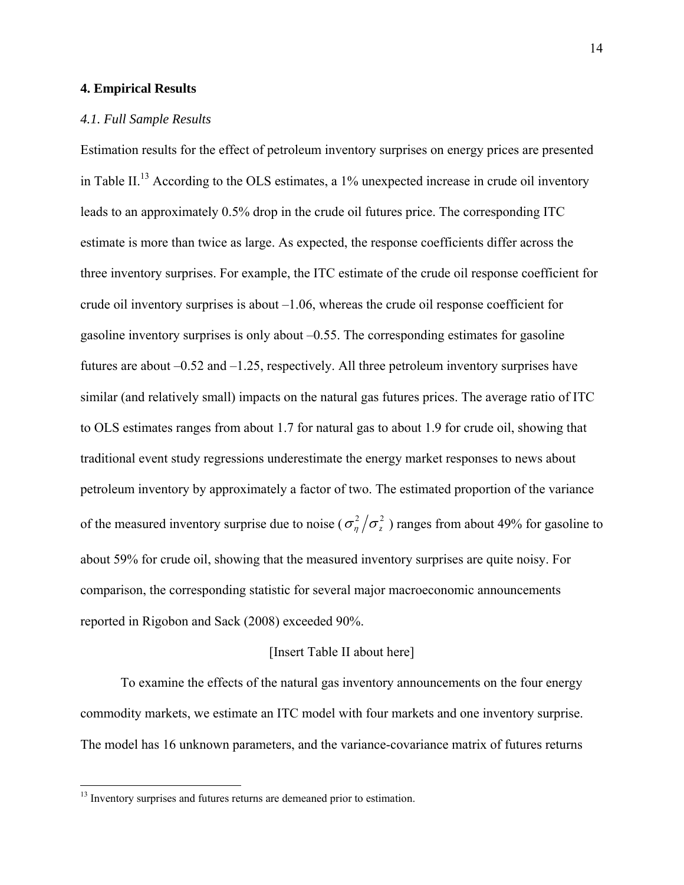## 4. Empirical Results

### *4.1. Full Sample Results*

Estimation results for the effect of petroleum inventory surprises on energy prices are presented in Table II.[13] According to the OLS estimates, a 1% unexpected increase in crude oil inventory leads to an approximately 0.5% drop in the crude oil futures price. The corresponding ITC estimate is more than twice as large. As expected, the response coefficients differ across the three inventory surprises. For example, the ITC estimate of the crude oil response coefficient for crude oil inventory surprises is about –1.06, whereas the crude oil response coefficient for gasoline inventory surprises is only about –0.55. The corresponding estimates for gasoline futures are about –0.52 and –1.25, respectively. All three petroleum inventory surprises have similar (and relatively small) impacts on the natural gas futures prices. The average ratio of ITC to OLS estimates ranges from about 1.7 for natural gas to about 1.9 for crude oil, showing that traditional event study regressions underestimate the energy market responses to news about petroleum inventory by approximately a factor of two. The estimated proportion of the variance of the measured inventory surprise due to noise ($\sigma_\eta^2 / \sigma_z^2$) ranges from about 49% for gasoline to about 59% for crude oil, showing that the measured inventory surprises are quite noisy. For comparison, the corresponding statistic for several major macroeconomic announcements reported in Rigobon and Sack (2008) exceeded 90%.

[Insert Table II about here]

To examine the effects of the natural gas inventory announcements on the four energy commodity markets, we estimate an ITC model with four markets and one inventory surprise. The model has 16 unknown parameters, and the variance-covariance matrix of futures returns

---

[13] Inventory surprises and futures returns are demeaned prior to estimation.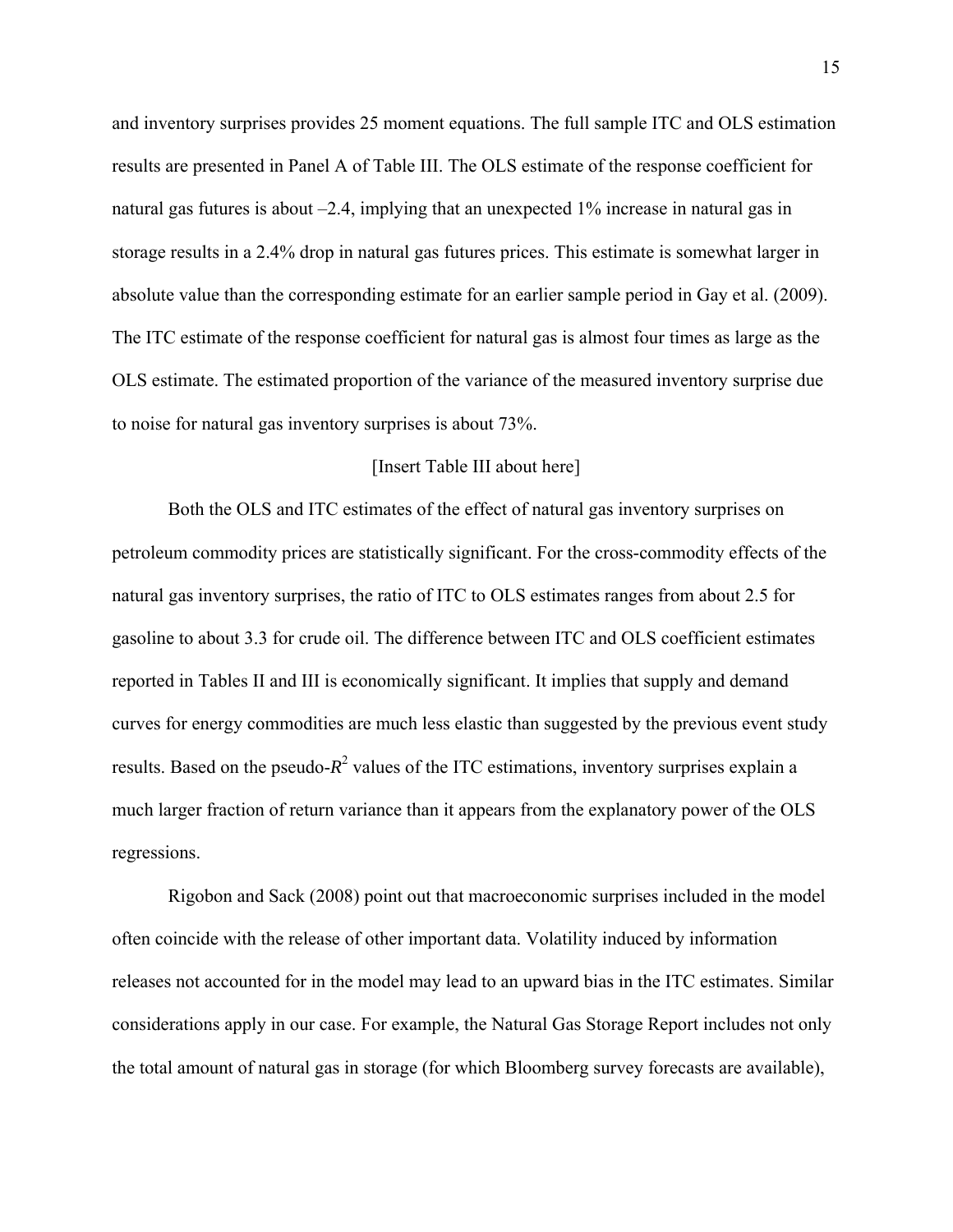and inventory surprises provides 25 moment equations. The full sample ITC and OLS estimation results are presented in Panel A of Table III. The OLS estimate of the response coefficient for natural gas futures is about –2.4, implying that an unexpected 1% increase in natural gas in storage results in a 2.4% drop in natural gas futures prices. This estimate is somewhat larger in absolute value than the corresponding estimate for an earlier sample period in Gay et al. (2009). The ITC estimate of the response coefficient for natural gas is almost four times as large as the OLS estimate. The estimated proportion of the variance of the measured inventory surprise due to noise for natural gas inventory surprises is about 73%.

[Insert Table III about here]

Both the OLS and ITC estimates of the effect of natural gas inventory surprises on petroleum commodity prices are statistically significant. For the cross-commodity effects of the natural gas inventory surprises, the ratio of ITC to OLS estimates ranges from about 2.5 for gasoline to about 3.3 for crude oil. The difference between ITC and OLS coefficient estimates reported in Tables II and III is economically significant. It implies that supply and demand curves for energy commodities are much less elastic than suggested by the previous event study results. Based on the pseudo-$R^2$ values of the ITC estimations, inventory surprises explain a much larger fraction of return variance than it appears from the explanatory power of the OLS regressions.

Rigobon and Sack (2008) point out that macroeconomic surprises included in the model often coincide with the release of other important data. Volatility induced by information releases not accounted for in the model may lead to an upward bias in the ITC estimates. Similar considerations apply in our case. For example, the Natural Gas Storage Report includes not only the total amount of natural gas in storage (for which Bloomberg survey forecasts are available),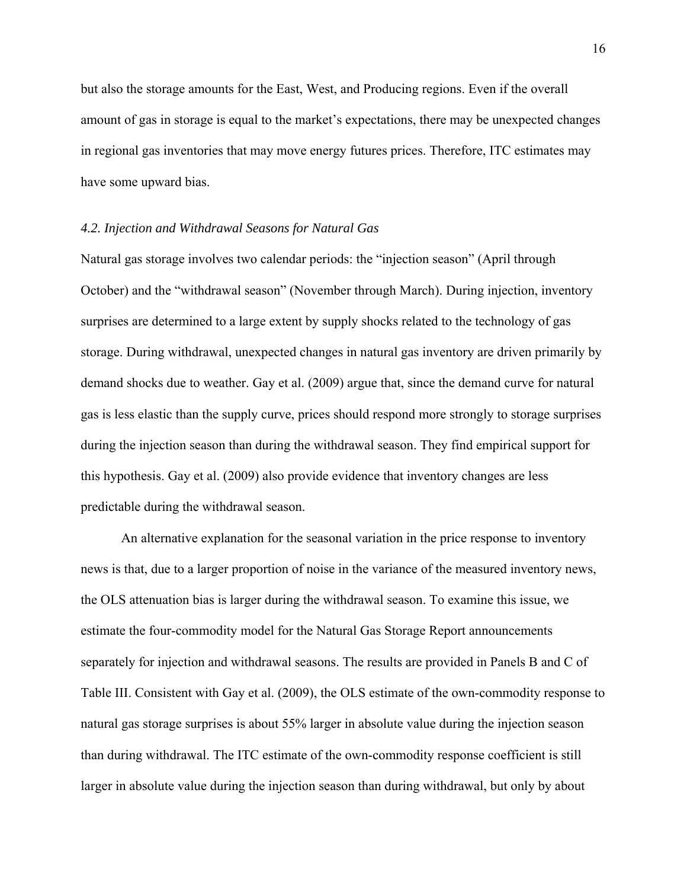but also the storage amounts for the East, West, and Producing regions. Even if the overall amount of gas in storage is equal to the market's expectations, there may be unexpected changes in regional gas inventories that may move energy futures prices. Therefore, ITC estimates may have some upward bias.

### *4.2. Injection and Withdrawal Seasons for Natural Gas*

Natural gas storage involves two calendar periods: the "injection season" (April through October) and the "withdrawal season" (November through March). During injection, inventory surprises are determined to a large extent by supply shocks related to the technology of gas storage. During withdrawal, unexpected changes in natural gas inventory are driven primarily by demand shocks due to weather. Gay et al. (2009) argue that, since the demand curve for natural gas is less elastic than the supply curve, prices should respond more strongly to storage surprises during the injection season than during the withdrawal season. They find empirical support for this hypothesis. Gay et al. (2009) also provide evidence that inventory changes are less predictable during the withdrawal season.

An alternative explanation for the seasonal variation in the price response to inventory news is that, due to a larger proportion of noise in the variance of the measured inventory news, the OLS attenuation bias is larger during the withdrawal season. To examine this issue, we estimate the four-commodity model for the Natural Gas Storage Report announcements separately for injection and withdrawal seasons. The results are provided in Panels B and C of Table III. Consistent with Gay et al. (2009), the OLS estimate of the own-commodity response to natural gas storage surprises is about 55% larger in absolute value during the injection season than during withdrawal. The ITC estimate of the own-commodity response coefficient is still larger in absolute value during the injection season than during withdrawal, but only by about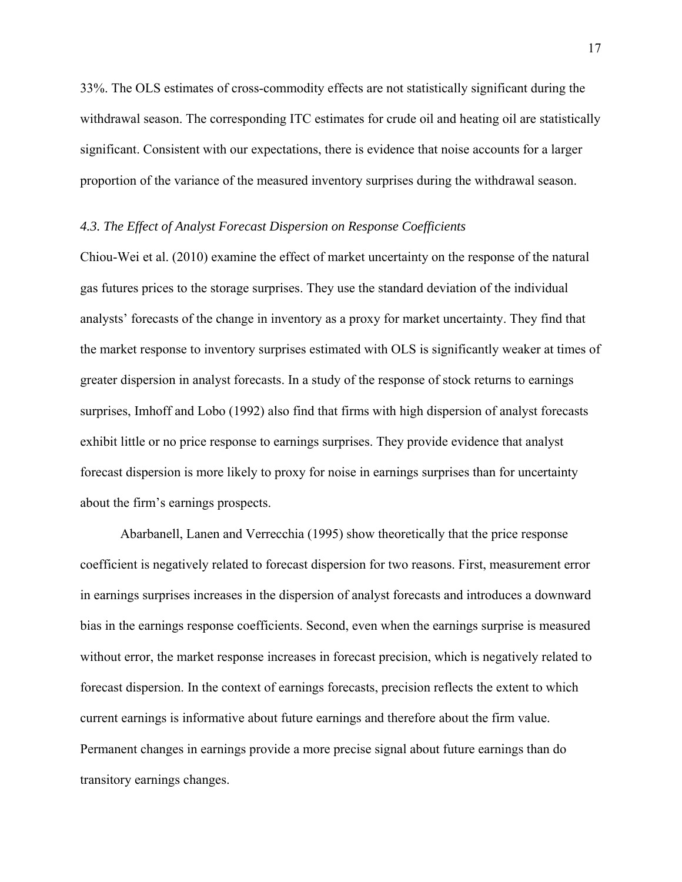33%. The OLS estimates of cross-commodity effects are not statistically significant during the withdrawal season. The corresponding ITC estimates for crude oil and heating oil are statistically significant. Consistent with our expectations, there is evidence that noise accounts for a larger proportion of the variance of the measured inventory surprises during the withdrawal season.

### *4.3. The Effect of Analyst Forecast Dispersion on Response Coefficients*

Chiou-Wei et al. (2010) examine the effect of market uncertainty on the response of the natural gas futures prices to the storage surprises. They use the standard deviation of the individual analysts' forecasts of the change in inventory as a proxy for market uncertainty. They find that the market response to inventory surprises estimated with OLS is significantly weaker at times of greater dispersion in analyst forecasts. In a study of the response of stock returns to earnings surprises, Imhoff and Lobo (1992) also find that firms with high dispersion of analyst forecasts exhibit little or no price response to earnings surprises. They provide evidence that analyst forecast dispersion is more likely to proxy for noise in earnings surprises than for uncertainty about the firm's earnings prospects.

Abarbanell, Lanen and Verrecchia (1995) show theoretically that the price response coefficient is negatively related to forecast dispersion for two reasons. First, measurement error in earnings surprises increases in the dispersion of analyst forecasts and introduces a downward bias in the earnings response coefficients. Second, even when the earnings surprise is measured without error, the market response increases in forecast precision, which is negatively related to forecast dispersion. In the context of earnings forecasts, precision reflects the extent to which current earnings is informative about future earnings and therefore about the firm value. Permanent changes in earnings provide a more precise signal about future earnings than do transitory earnings changes.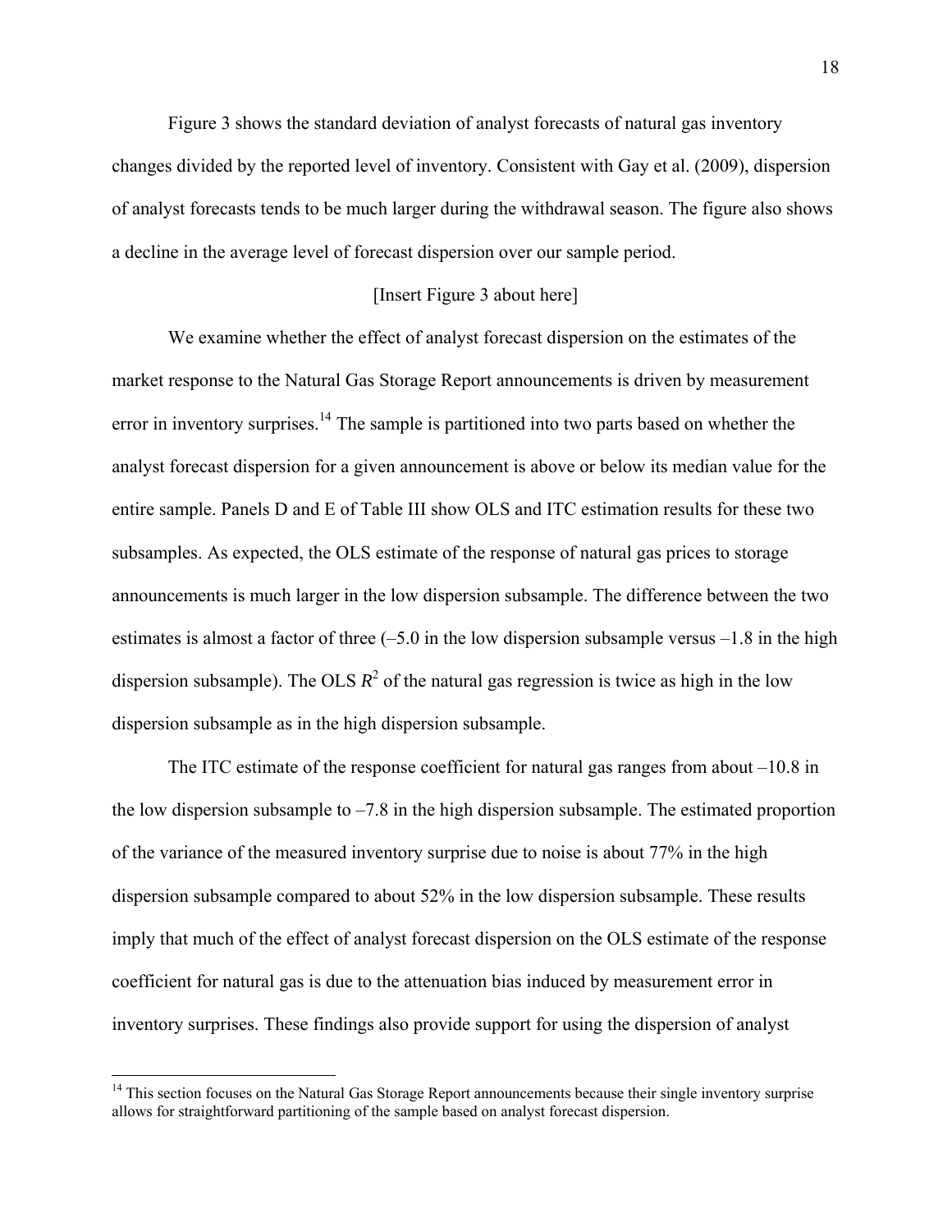Figure 3 shows the standard deviation of analyst forecasts of natural gas inventory changes divided by the reported level of inventory. Consistent with Gay et al. (2009), dispersion of analyst forecasts tends to be much larger during the withdrawal season. The figure also shows a decline in the average level of forecast dispersion over our sample period.

[Insert Figure 3 about here]

We examine whether the effect of analyst forecast dispersion on the estimates of the market response to the Natural Gas Storage Report announcements is driven by measurement error in inventory surprises.[14] The sample is partitioned into two parts based on whether the analyst forecast dispersion for a given announcement is above or below its median value for the entire sample. Panels D and E of Table III show OLS and ITC estimation results for these two subsamples. As expected, the OLS estimate of the response of natural gas prices to storage announcements is much larger in the low dispersion subsample. The difference between the two estimates is almost a factor of three (–5.0 in the low dispersion subsample versus –1.8 in the high dispersion subsample). The OLS $R^2$ of the natural gas regression is twice as high in the low dispersion subsample as in the high dispersion subsample.

The ITC estimate of the response coefficient for natural gas ranges from about –10.8 in the low dispersion subsample to –7.8 in the high dispersion subsample. The estimated proportion of the variance of the measured inventory surprise due to noise is about 77% in the high dispersion subsample compared to about 52% in the low dispersion subsample. These results imply that much of the effect of analyst forecast dispersion on the OLS estimate of the response coefficient for natural gas is due to the attenuation bias induced by measurement error in inventory surprises. These findings also provide support for using the dispersion of analyst

[14] This section focuses on the Natural Gas Storage Report announcements because their single inventory surprise allows for straightforward partitioning of the sample based on analyst forecast dispersion.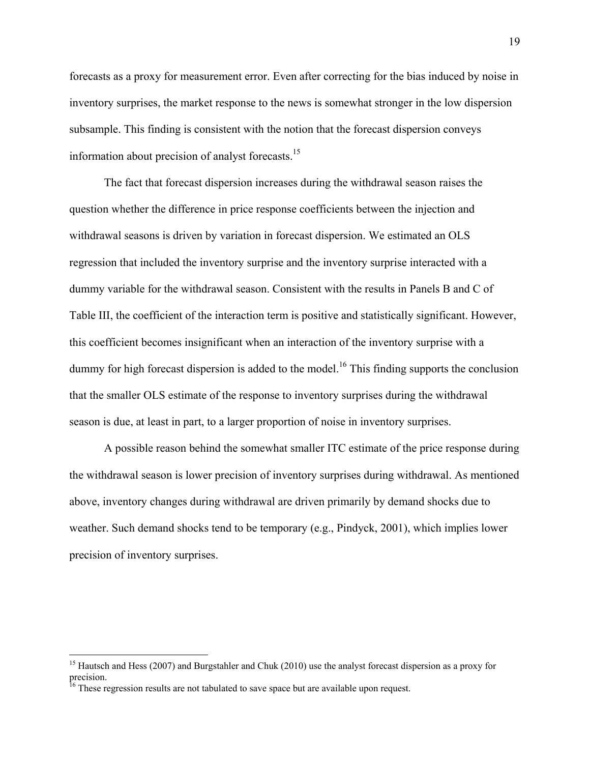forecasts as a proxy for measurement error. Even after correcting for the bias induced by noise in inventory surprises, the market response to the news is somewhat stronger in the low dispersion subsample. This finding is consistent with the notion that the forecast dispersion conveys information about precision of analyst forecasts.[15]

The fact that forecast dispersion increases during the withdrawal season raises the question whether the difference in price response coefficients between the injection and withdrawal seasons is driven by variation in forecast dispersion. We estimated an OLS regression that included the inventory surprise and the inventory surprise interacted with a dummy variable for the withdrawal season. Consistent with the results in Panels B and C of Table III, the coefficient of the interaction term is positive and statistically significant. However, this coefficient becomes insignificant when an interaction of the inventory surprise with a dummy for high forecast dispersion is added to the model.[16] This finding supports the conclusion that the smaller OLS estimate of the response to inventory surprises during the withdrawal season is due, at least in part, to a larger proportion of noise in inventory surprises.

A possible reason behind the somewhat smaller ITC estimate of the price response during the withdrawal season is lower precision of inventory surprises during withdrawal. As mentioned above, inventory changes during withdrawal are driven primarily by demand shocks due to weather. Such demand shocks tend to be temporary (e.g., Pindyck, 2001), which implies lower precision of inventory surprises.

---

[15] Hautsch and Hess (2007) and Burgstahler and Chuk (2010) use the analyst forecast dispersion as a proxy for precision.

[16] These regression results are not tabulated to save space but are available upon request.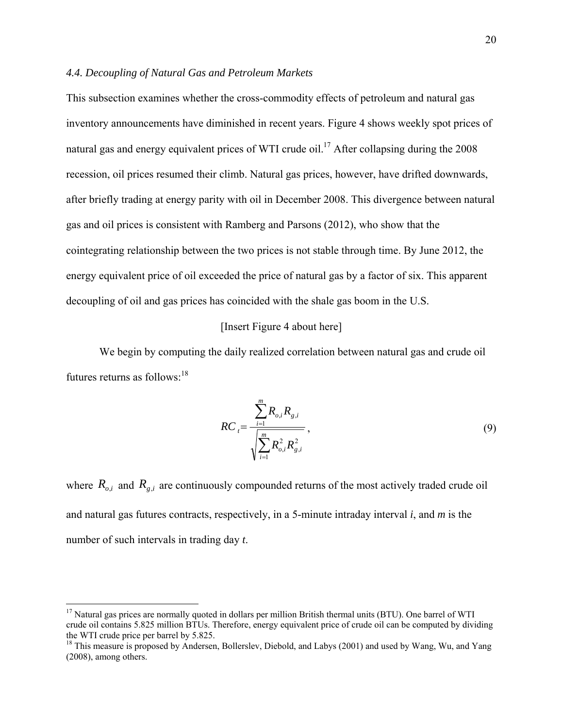### *4.4. Decoupling of Natural Gas and Petroleum Markets*

This subsection examines whether the cross-commodity effects of petroleum and natural gas inventory announcements have diminished in recent years. Figure 4 shows weekly spot prices of natural gas and energy equivalent prices of WTI crude oil.[17] After collapsing during the 2008 recession, oil prices resumed their climb. Natural gas prices, however, have drifted downwards, after briefly trading at energy parity with oil in December 2008. This divergence between natural gas and oil prices is consistent with Ramberg and Parsons (2012), who show that the cointegrating relationship between the two prices is not stable through time. By June 2012, the energy equivalent price of oil exceeded the price of natural gas by a factor of six. This apparent decoupling of oil and gas prices has coincided with the shale gas boom in the U.S.

[Insert Figure 4 about here]

We begin by computing the daily realized correlation between natural gas and crude oil futures returns as follows:[18]

$$RC_t = \frac{\sum_{i=1}^{m} R_{o,i} R_{g,i}}{\sqrt{\sum_{i=1}^{m} R_{o,i}^2 R_{g,i}^2}}, \tag{9}$$

where $R_{o,i}$ and $R_{g,i}$ are continuously compounded returns of the most actively traded crude oil and natural gas futures contracts, respectively, in a 5-minute intraday interval *i*, and *m* is the number of such intervals in trading day *t*.

[17] Natural gas prices are normally quoted in dollars per million British thermal units (BTU). One barrel of WTI crude oil contains 5.825 million BTUs. Therefore, energy equivalent price of crude oil can be computed by dividing the WTI crude price per barrel by 5.825.

[18] This measure is proposed by Andersen, Bollerslev, Diebold, and Labys (2001) and used by Wang, Wu, and Yang (2008), among others.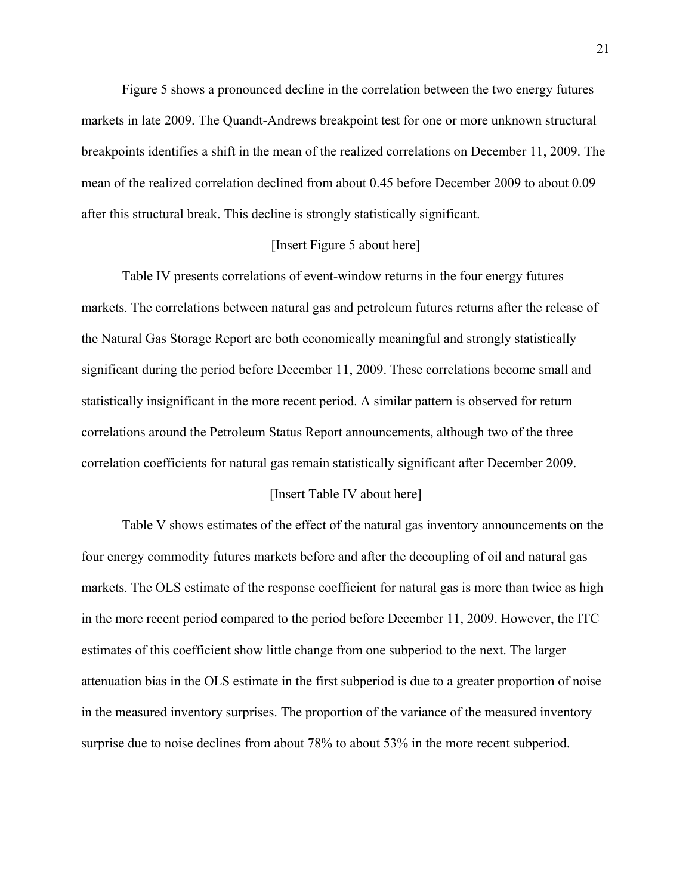Figure 5 shows a pronounced decline in the correlation between the two energy futures markets in late 2009. The Quandt-Andrews breakpoint test for one or more unknown structural breakpoints identifies a shift in the mean of the realized correlations on December 11, 2009. The mean of the realized correlation declined from about 0.45 before December 2009 to about 0.09 after this structural break. This decline is strongly statistically significant.

[Insert Figure 5 about here]

Table IV presents correlations of event-window returns in the four energy futures markets. The correlations between natural gas and petroleum futures returns after the release of the Natural Gas Storage Report are both economically meaningful and strongly statistically significant during the period before December 11, 2009. These correlations become small and statistically insignificant in the more recent period. A similar pattern is observed for return correlations around the Petroleum Status Report announcements, although two of the three correlation coefficients for natural gas remain statistically significant after December 2009.

[Insert Table IV about here]

Table V shows estimates of the effect of the natural gas inventory announcements on the four energy commodity futures markets before and after the decoupling of oil and natural gas markets. The OLS estimate of the response coefficient for natural gas is more than twice as high in the more recent period compared to the period before December 11, 2009. However, the ITC estimates of this coefficient show little change from one subperiod to the next. The larger attenuation bias in the OLS estimate in the first subperiod is due to a greater proportion of noise in the measured inventory surprises. The proportion of the variance of the measured inventory surprise due to noise declines from about 78% to about 53% in the more recent subperiod.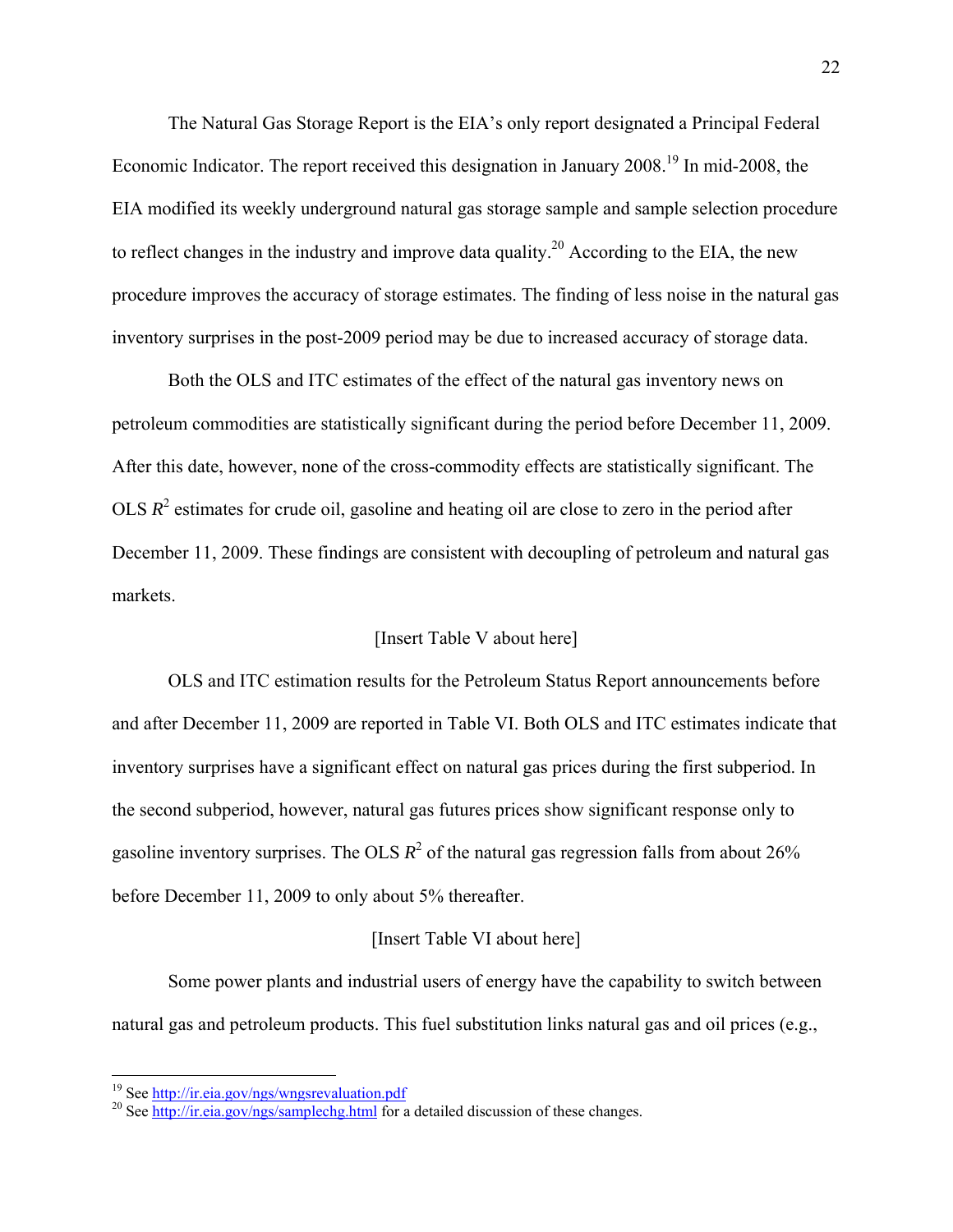The Natural Gas Storage Report is the EIA's only report designated a Principal Federal Economic Indicator. The report received this designation in January 2008.[19] In mid-2008, the EIA modified its weekly underground natural gas storage sample and sample selection procedure to reflect changes in the industry and improve data quality.[20] According to the EIA, the new procedure improves the accuracy of storage estimates. The finding of less noise in the natural gas inventory surprises in the post-2009 period may be due to increased accuracy of storage data.

Both the OLS and ITC estimates of the effect of the natural gas inventory news on petroleum commodities are statistically significant during the period before December 11, 2009. After this date, however, none of the cross-commodity effects are statistically significant. The OLS $R^2$ estimates for crude oil, gasoline and heating oil are close to zero in the period after December 11, 2009. These findings are consistent with decoupling of petroleum and natural gas markets.

[Insert Table V about here]

OLS and ITC estimation results for the Petroleum Status Report announcements before and after December 11, 2009 are reported in Table VI. Both OLS and ITC estimates indicate that inventory surprises have a significant effect on natural gas prices during the first subperiod. In the second subperiod, however, natural gas futures prices show significant response only to gasoline inventory surprises. The OLS $R^2$ of the natural gas regression falls from about 26% before December 11, 2009 to only about 5% thereafter.

[Insert Table VI about here]

Some power plants and industrial users of energy have the capability to switch between natural gas and petroleum products. This fuel substitution links natural gas and oil prices (e.g.,

---

[19] See http://ir.eia.gov/ngs/wngsrevaluation.pdf

[20] See http://ir.eia.gov/ngs/samplechg.html for a detailed discussion of these changes.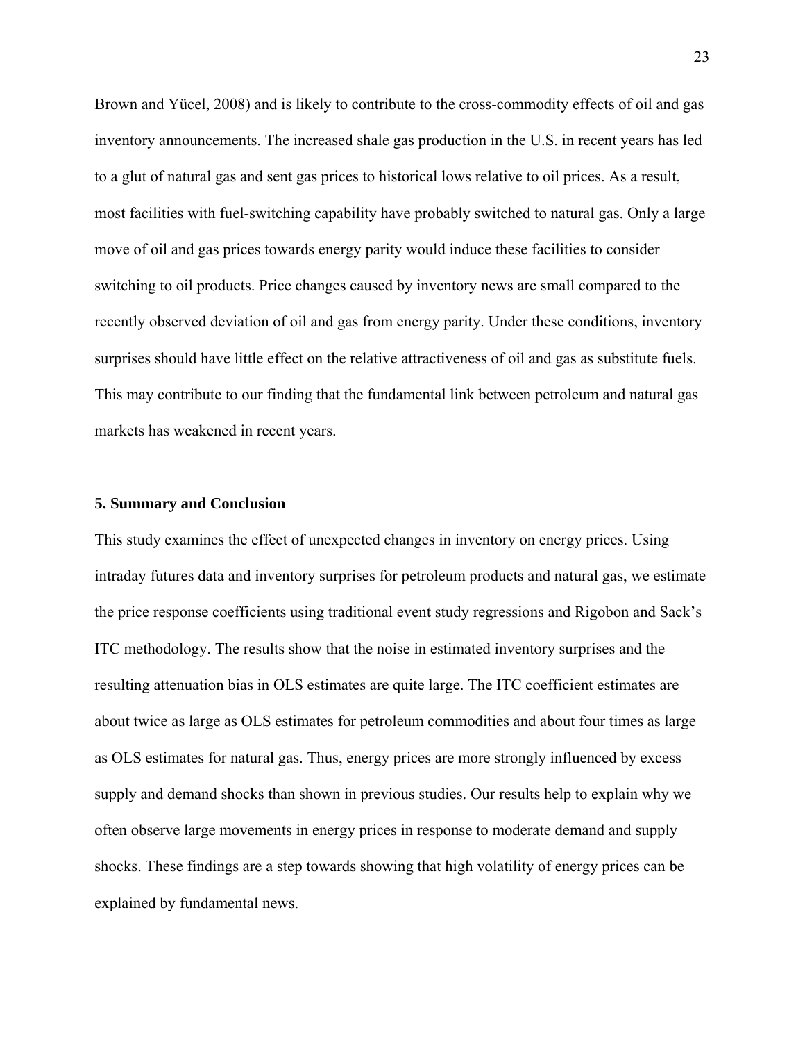Brown and Yücel, 2008) and is likely to contribute to the cross-commodity effects of oil and gas inventory announcements. The increased shale gas production in the U.S. in recent years has led to a glut of natural gas and sent gas prices to historical lows relative to oil prices. As a result, most facilities with fuel-switching capability have probably switched to natural gas. Only a large move of oil and gas prices towards energy parity would induce these facilities to consider switching to oil products. Price changes caused by inventory news are small compared to the recently observed deviation of oil and gas from energy parity. Under these conditions, inventory surprises should have little effect on the relative attractiveness of oil and gas as substitute fuels. This may contribute to our finding that the fundamental link between petroleum and natural gas markets has weakened in recent years.

## 5. Summary and Conclusion

This study examines the effect of unexpected changes in inventory on energy prices. Using intraday futures data and inventory surprises for petroleum products and natural gas, we estimate the price response coefficients using traditional event study regressions and Rigobon and Sack's ITC methodology. The results show that the noise in estimated inventory surprises and the resulting attenuation bias in OLS estimates are quite large. The ITC coefficient estimates are about twice as large as OLS estimates for petroleum commodities and about four times as large as OLS estimates for natural gas. Thus, energy prices are more strongly influenced by excess supply and demand shocks than shown in previous studies. Our results help to explain why we often observe large movements in energy prices in response to moderate demand and supply shocks. These findings are a step towards showing that high volatility of energy prices can be explained by fundamental news.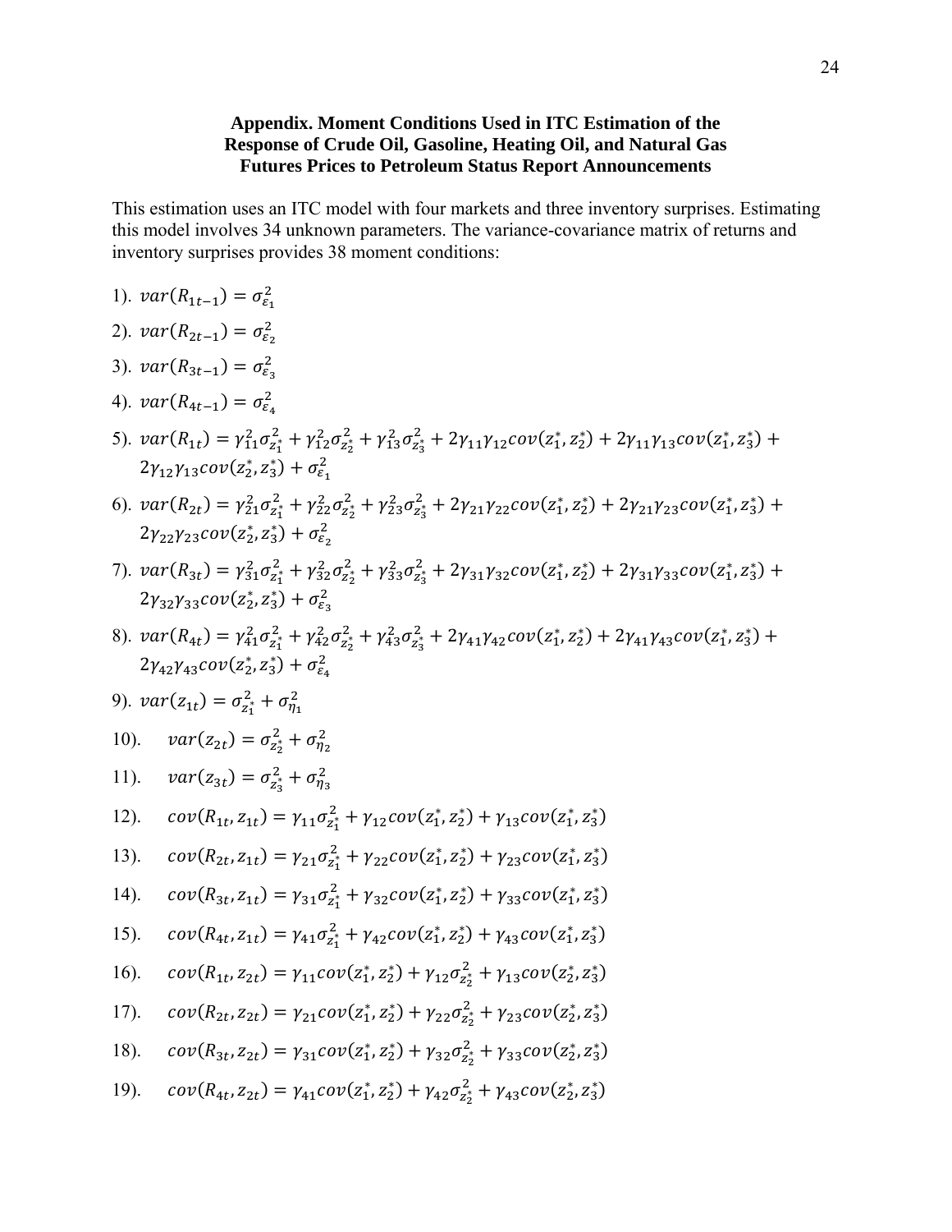### Appendix. Moment Conditions Used in ITC Estimation of the Response of Crude Oil, Gasoline, Heating Oil, and Natural Gas Futures Prices to Petroleum Status Report Announcements

This estimation uses an ITC model with four markets and three inventory surprises. Estimating this model involves 34 unknown parameters. The variance-covariance matrix of returns and inventory surprises provides 38 moment conditions:

1). $var(R_{1t-1}) = \sigma^2_{\varepsilon_1}$

2). $var(R_{2t-1}) = \sigma^2_{\varepsilon_2}$

3). $var(R_{3t-1}) = \sigma^2_{\varepsilon_3}$

4). $var(R_{4t-1}) = \sigma^2_{\varepsilon_4}$

5). $var(R_{1t}) = \gamma_{11}^2\sigma^2_{z_1^*} + \gamma_{12}^2\sigma^2_{z_2^*} + \gamma_{13}^2\sigma^2_{z_3^*} + 2\gamma_{11}\gamma_{12}cov(z_1^*, z_2^*) + 2\gamma_{11}\gamma_{13}cov(z_1^*, z_3^*) + 2\gamma_{12}\gamma_{13}cov(z_2^*, z_3^*) + \sigma^2_{\varepsilon_1}$

6). $var(R_{2t}) = \gamma_{21}^2\sigma^2_{z_1^*} + \gamma_{22}^2\sigma^2_{z_2^*} + \gamma_{23}^2\sigma^2_{z_3^*} + 2\gamma_{21}\gamma_{22}cov(z_1^*, z_2^*) + 2\gamma_{21}\gamma_{23}cov(z_1^*, z_3^*) + 2\gamma_{22}\gamma_{23}cov(z_2^*, z_3^*) + \sigma^2_{\varepsilon_2}$

7). $var(R_{3t}) = \gamma_{31}^2\sigma^2_{z_1^*} + \gamma_{32}^2\sigma^2_{z_2^*} + \gamma_{33}^2\sigma^2_{z_3^*} + 2\gamma_{31}\gamma_{32}cov(z_1^*, z_2^*) + 2\gamma_{31}\gamma_{33}cov(z_1^*, z_3^*) + 2\gamma_{32}\gamma_{33}cov(z_2^*, z_3^*) + \sigma^2_{\varepsilon_3}$

8). $var(R_{4t}) = \gamma_{41}^2\sigma^2_{z_1^*} + \gamma_{42}^2\sigma^2_{z_2^*} + \gamma_{43}^2\sigma^2_{z_3^*} + 2\gamma_{41}\gamma_{42}cov(z_1^*, z_2^*) + 2\gamma_{41}\gamma_{43}cov(z_1^*, z_3^*) + 2\gamma_{42}\gamma_{43}cov(z_2^*, z_3^*) + \sigma^2_{\varepsilon_4}$

9). $var(z_{1t}) = \sigma^2_{z_1^*} + \sigma^2_{\eta_1}$

10). $var(z_{2t}) = \sigma^2_{z_2^*} + \sigma^2_{\eta_2}$

11). $var(z_{3t}) = \sigma^2_{z_3^*} + \sigma^2_{\eta_3}$

12). $cov(R_{1t}, z_{1t}) = \gamma_{11}\sigma^2_{z_1^*} + \gamma_{12}cov(z_1^*, z_2^*) + \gamma_{13}cov(z_1^*, z_3^*)$

13). $cov(R_{2t}, z_{1t}) = \gamma_{21}\sigma^2_{z_1^*} + \gamma_{22}cov(z_1^*, z_2^*) + \gamma_{23}cov(z_1^*, z_3^*)$

14). $cov(R_{3t}, z_{1t}) = \gamma_{31}\sigma^2_{z_1^*} + \gamma_{32}cov(z_1^*, z_2^*) + \gamma_{33}cov(z_1^*, z_3^*)$

15). $cov(R_{4t}, z_{1t}) = \gamma_{41}\sigma^2_{z_1^*} + \gamma_{42}cov(z_1^*, z_2^*) + \gamma_{43}cov(z_1^*, z_3^*)$

16). $cov(R_{1t}, z_{2t}) = \gamma_{11}cov(z_1^*, z_2^*) + \gamma_{12}\sigma^2_{z_2^*} + \gamma_{13}cov(z_2^*, z_3^*)$

17). $cov(R_{2t}, z_{2t}) = \gamma_{21}cov(z_1^*, z_2^*) + \gamma_{22}\sigma^2_{z_2^*} + \gamma_{23}cov(z_2^*, z_3^*)$

18). $cov(R_{3t}, z_{2t}) = \gamma_{31}cov(z_1^*, z_2^*) + \gamma_{32}\sigma^2_{z_2^*} + \gamma_{33}cov(z_2^*, z_3^*)$

19). $cov(R_{4t}, z_{2t}) = \gamma_{41}cov(z_1^*, z_2^*) + \gamma_{42}\sigma^2_{z_2^*} + \gamma_{43}cov(z_2^*, z_3^*)$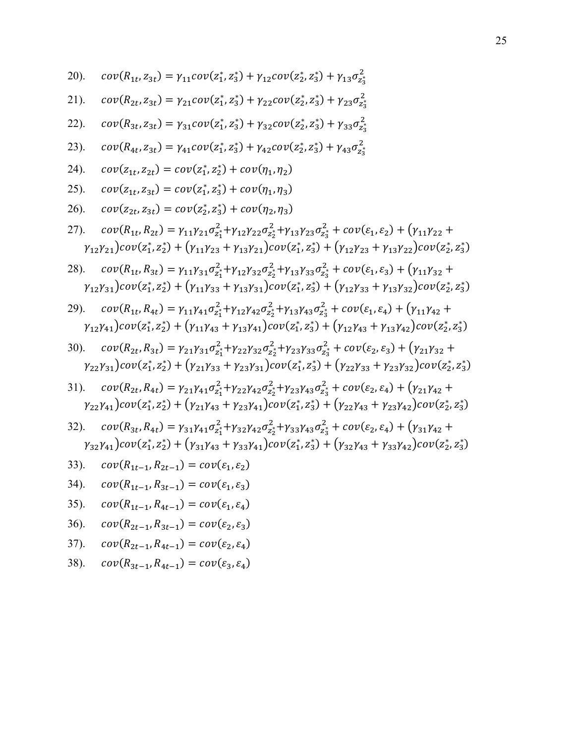20). $cov(R_{1t}, z_{3t}) = \gamma_{11} cov(z_1^*, z_3^*) + \gamma_{12} cov(z_2^*, z_3^*) + \gamma_{13} \sigma_{z_3^*}^2$

21). $cov(R_{2t}, z_{3t}) = \gamma_{21} cov(z_1^*, z_3^*) + \gamma_{22} cov(z_2^*, z_3^*) + \gamma_{23} \sigma_{z_3^*}^2$

22). $cov(R_{3t}, z_{3t}) = \gamma_{31} cov(z_1^*, z_3^*) + \gamma_{32} cov(z_2^*, z_3^*) + \gamma_{33} \sigma_{z_3^*}^2$

23). $cov(R_{4t}, z_{3t}) = \gamma_{41} cov(z_1^*, z_3^*) + \gamma_{42} cov(z_2^*, z_3^*) + \gamma_{43} \sigma_{z_3^*}^2$

24). $cov(z_{1t}, z_{2t}) = cov(z_1^*, z_2^*) + cov(\eta_1, \eta_2)$

25). $cov(z_{1t}, z_{3t}) = cov(z_1^*, z_3^*) + cov(\eta_1, \eta_3)$

26). $cov(z_{2t}, z_{3t}) = cov(z_2^*, z_3^*) + cov(\eta_2, \eta_3)$

27). $cov(R_{1t}, R_{2t}) = \gamma_{11}\gamma_{21}\sigma_{z_1^*}^2 + \gamma_{12}\gamma_{22}\sigma_{z_2^*}^2 + \gamma_{13}\gamma_{23}\sigma_{z_3^*}^2 + cov(\varepsilon_1, \varepsilon_2) + (\gamma_{11}\gamma_{22} + \gamma_{12}\gamma_{21}) cov(z_1^*, z_2^*) + (\gamma_{11}\gamma_{23} + \gamma_{13}\gamma_{21}) cov(z_1^*, z_3^*) + (\gamma_{12}\gamma_{23} + \gamma_{13}\gamma_{22}) cov(z_2^*, z_3^*)$

28). $cov(R_{1t}, R_{3t}) = \gamma_{11}\gamma_{31}\sigma_{z_1^*}^2 + \gamma_{12}\gamma_{32}\sigma_{z_2^*}^2 + \gamma_{13}\gamma_{33}\sigma_{z_3^*}^2 + cov(\varepsilon_1, \varepsilon_3) + (\gamma_{11}\gamma_{32} + \gamma_{12}\gamma_{31}) cov(z_1^*, z_2^*) + (\gamma_{11}\gamma_{33} + \gamma_{13}\gamma_{31}) cov(z_1^*, z_3^*) + (\gamma_{12}\gamma_{33} + \gamma_{13}\gamma_{32}) cov(z_2^*, z_3^*)$

29). $cov(R_{1t}, R_{4t}) = \gamma_{11}\gamma_{41}\sigma_{z_1^*}^2 + \gamma_{12}\gamma_{42}\sigma_{z_2^*}^2 + \gamma_{13}\gamma_{43}\sigma_{z_3^*}^2 + cov(\varepsilon_1, \varepsilon_4) + (\gamma_{11}\gamma_{42} + \gamma_{12}\gamma_{41}) cov(z_1^*, z_2^*) + (\gamma_{11}\gamma_{43} + \gamma_{13}\gamma_{41}) cov(z_1^*, z_3^*) + (\gamma_{12}\gamma_{43} + \gamma_{13}\gamma_{42}) cov(z_2^*, z_3^*)$

30). $cov(R_{2t}, R_{3t}) = \gamma_{21}\gamma_{31}\sigma_{z_1^*}^2 + \gamma_{22}\gamma_{32}\sigma_{z_2^*}^2 + \gamma_{23}\gamma_{33}\sigma_{z_3^*}^2 + cov(\varepsilon_2, \varepsilon_3) + (\gamma_{21}\gamma_{32} + \gamma_{22}\gamma_{31}) cov(z_1^*, z_2^*) + (\gamma_{21}\gamma_{33} + \gamma_{23}\gamma_{31}) cov(z_1^*, z_3^*) + (\gamma_{22}\gamma_{33} + \gamma_{23}\gamma_{32}) cov(z_2^*, z_3^*)$

31). $cov(R_{2t}, R_{4t}) = \gamma_{21}\gamma_{41}\sigma_{z_1^*}^2 + \gamma_{22}\gamma_{42}\sigma_{z_2^*}^2 + \gamma_{23}\gamma_{43}\sigma_{z_3^*}^2 + cov(\varepsilon_2, \varepsilon_4) + (\gamma_{21}\gamma_{42} + \gamma_{22}\gamma_{41}) cov(z_1^*, z_2^*) + (\gamma_{21}\gamma_{43} + \gamma_{23}\gamma_{41}) cov(z_1^*, z_3^*) + (\gamma_{22}\gamma_{43} + \gamma_{23}\gamma_{42}) cov(z_2^*, z_3^*)$

32). $cov(R_{3t}, R_{4t}) = \gamma_{31}\gamma_{41}\sigma_{z_1^*}^2 + \gamma_{32}\gamma_{42}\sigma_{z_2^*}^2 + \gamma_{33}\gamma_{43}\sigma_{z_3^*}^2 + cov(\varepsilon_2, \varepsilon_4) + (\gamma_{31}\gamma_{42} + \gamma_{32}\gamma_{41}) cov(z_1^*, z_2^*) + (\gamma_{31}\gamma_{43} + \gamma_{33}\gamma_{41}) cov(z_1^*, z_3^*) + (\gamma_{32}\gamma_{43} + \gamma_{33}\gamma_{42}) cov(z_2^*, z_3^*)$

33). $cov(R_{1t-1}, R_{2t-1}) = cov(\varepsilon_1, \varepsilon_2)$

34). $cov(R_{1t-1}, R_{3t-1}) = cov(\varepsilon_1, \varepsilon_3)$

35). $cov(R_{1t-1}, R_{4t-1}) = cov(\varepsilon_1, \varepsilon_4)$

36). $cov(R_{2t-1}, R_{3t-1}) = cov(\varepsilon_2, \varepsilon_3)$

37). $cov(R_{2t-1}, R_{4t-1}) = cov(\varepsilon_2, \varepsilon_4)$

38). $cov(R_{3t-1}, R_{4t-1}) = cov(\varepsilon_3, \varepsilon_4)$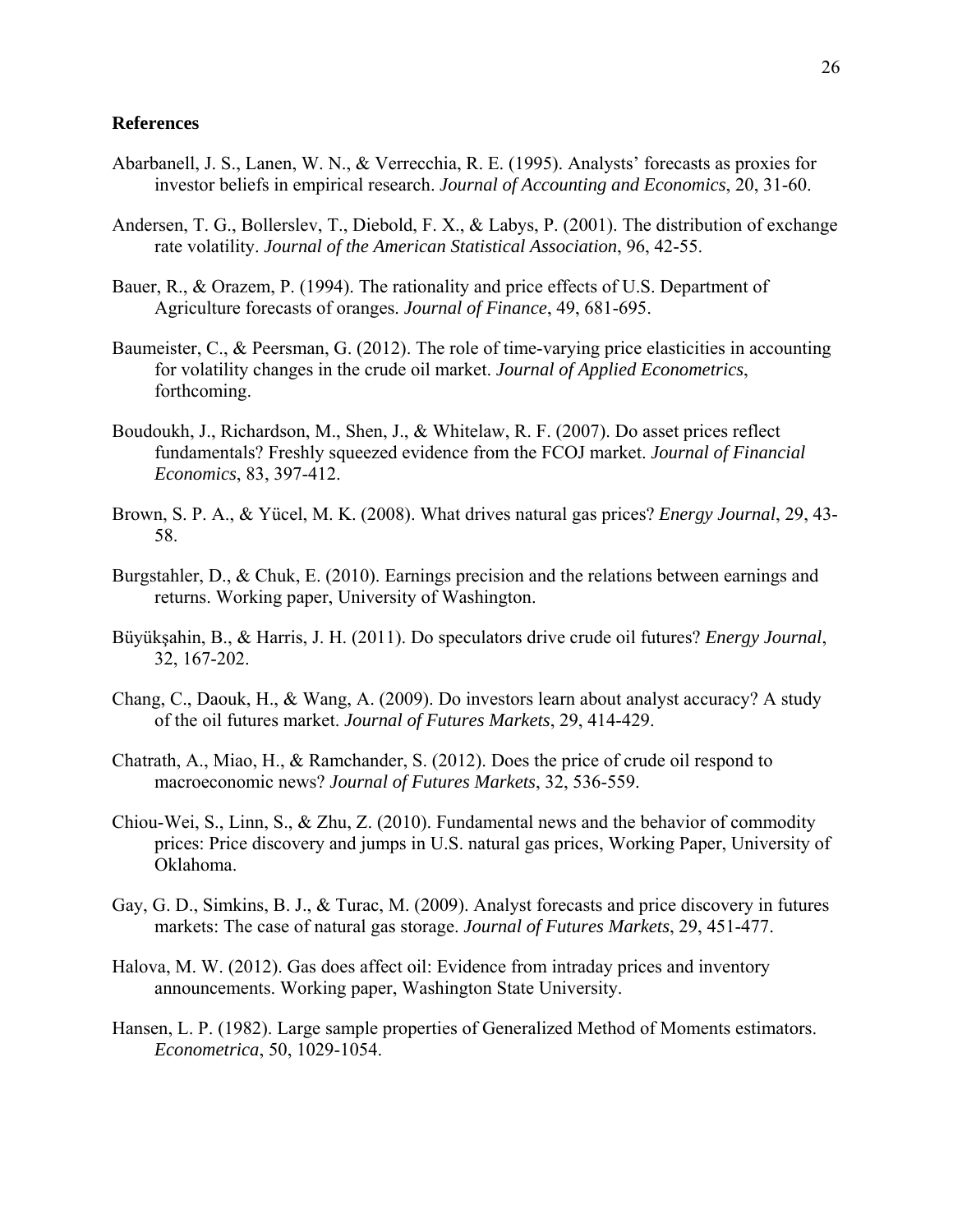## References

Abarbanell, J. S., Lanen, W. N., & Verrecchia, R. E. (1995). Analysts' forecasts as proxies for investor beliefs in empirical research. *Journal of Accounting and Economics*, 20, 31-60.

Andersen, T. G., Bollerslev, T., Diebold, F. X., & Labys, P. (2001). The distribution of exchange rate volatility. *Journal of the American Statistical Association*, 96, 42-55.

Bauer, R., & Orazem, P. (1994). The rationality and price effects of U.S. Department of Agriculture forecasts of oranges. *Journal of Finance*, 49, 681-695.

Baumeister, C., & Peersman, G. (2012). The role of time-varying price elasticities in accounting for volatility changes in the crude oil market. *Journal of Applied Econometrics*, forthcoming.

Boudoukh, J., Richardson, M., Shen, J., & Whitelaw, R. F. (2007). Do asset prices reflect fundamentals? Freshly squeezed evidence from the FCOJ market. *Journal of Financial Economics*, 83, 397-412.

Brown, S. P. A., & Yücel, M. K. (2008). What drives natural gas prices? *Energy Journal*, 29, 43-58.

Burgstahler, D., & Chuk, E. (2010). Earnings precision and the relations between earnings and returns. Working paper, University of Washington.

Büyükşahin, B., & Harris, J. H. (2011). Do speculators drive crude oil futures? *Energy Journal*, 32, 167-202.

Chang, C., Daouk, H., & Wang, A. (2009). Do investors learn about analyst accuracy? A study of the oil futures market. *Journal of Futures Markets*, 29, 414-429.

Chatrath, A., Miao, H., & Ramchander, S. (2012). Does the price of crude oil respond to macroeconomic news? *Journal of Futures Markets*, 32, 536-559.

Chiou-Wei, S., Linn, S., & Zhu, Z. (2010). Fundamental news and the behavior of commodity prices: Price discovery and jumps in U.S. natural gas prices, Working Paper, University of Oklahoma.

Gay, G. D., Simkins, B. J., & Turac, M. (2009). Analyst forecasts and price discovery in futures markets: The case of natural gas storage. *Journal of Futures Markets*, 29, 451-477.

Halova, M. W. (2012). Gas does affect oil: Evidence from intraday prices and inventory announcements. Working paper, Washington State University.

Hansen, L. P. (1982). Large sample properties of Generalized Method of Moments estimators. *Econometrica*, 50, 1029-1054.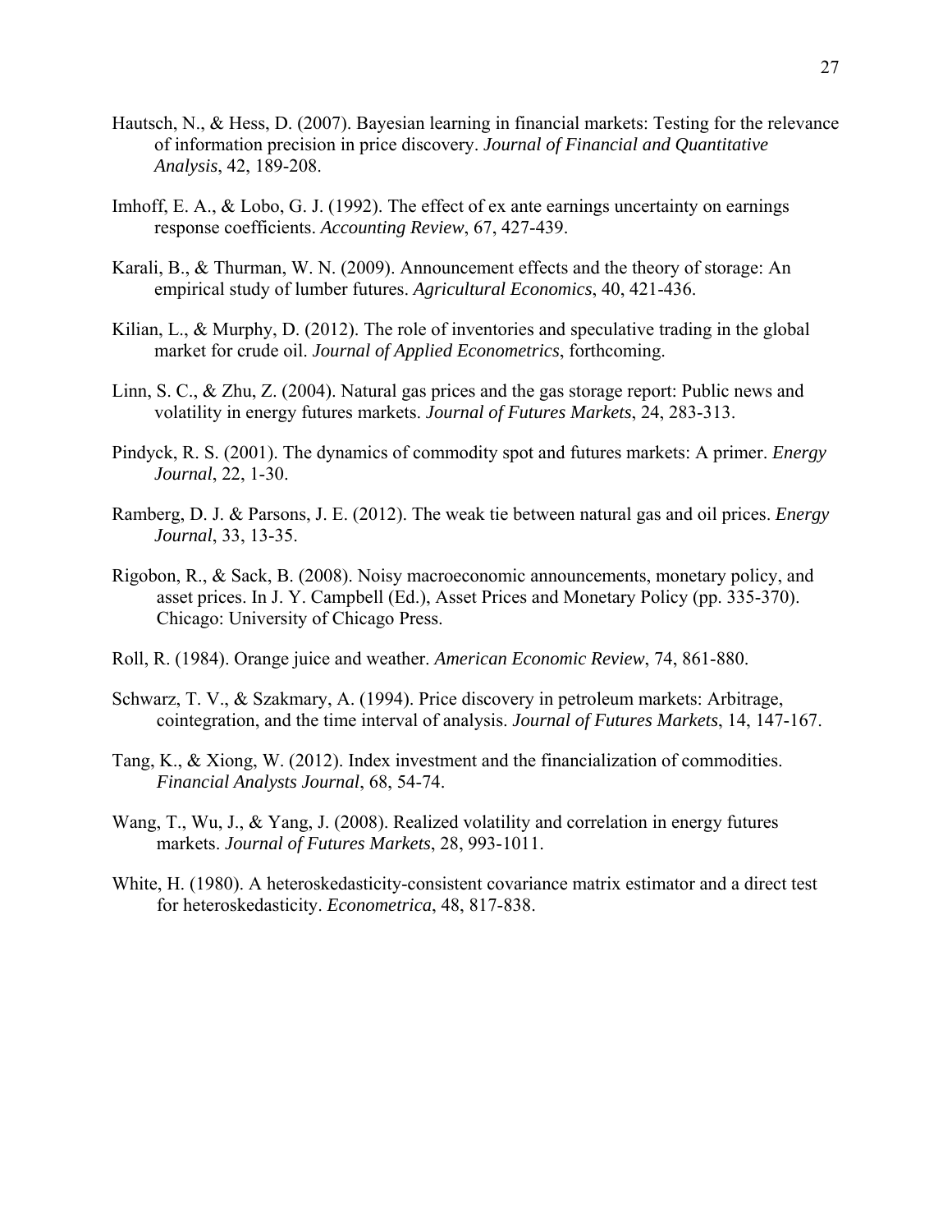Hautsch, N., & Hess, D. (2007). Bayesian learning in financial markets: Testing for the relevance of information precision in price discovery. *Journal of Financial and Quantitative Analysis*, 42, 189-208.

Imhoff, E. A., & Lobo, G. J. (1992). The effect of ex ante earnings uncertainty on earnings response coefficients. *Accounting Review*, 67, 427-439.

Karali, B., & Thurman, W. N. (2009). Announcement effects and the theory of storage: An empirical study of lumber futures. *Agricultural Economics*, 40, 421-436.

Kilian, L., & Murphy, D. (2012). The role of inventories and speculative trading in the global market for crude oil. *Journal of Applied Econometrics*, forthcoming.

Linn, S. C., & Zhu, Z. (2004). Natural gas prices and the gas storage report: Public news and volatility in energy futures markets. *Journal of Futures Markets*, 24, 283-313.

Pindyck, R. S. (2001). The dynamics of commodity spot and futures markets: A primer. *Energy Journal*, 22, 1-30.

Ramberg, D. J. & Parsons, J. E. (2012). The weak tie between natural gas and oil prices. *Energy Journal*, 33, 13-35.

Rigobon, R., & Sack, B. (2008). Noisy macroeconomic announcements, monetary policy, and asset prices. In J. Y. Campbell (Ed.), Asset Prices and Monetary Policy (pp. 335-370). Chicago: University of Chicago Press.

Roll, R. (1984). Orange juice and weather. *American Economic Review*, 74, 861-880.

Schwarz, T. V., & Szakmary, A. (1994). Price discovery in petroleum markets: Arbitrage, cointegration, and the time interval of analysis. *Journal of Futures Markets*, 14, 147-167.

Tang, K., & Xiong, W. (2012). Index investment and the financialization of commodities. *Financial Analysts Journal*, 68, 54-74.

Wang, T., Wu, J., & Yang, J. (2008). Realized volatility and correlation in energy futures markets. *Journal of Futures Markets*, 28, 993-1011.

White, H. (1980). A heteroskedasticity-consistent covariance matrix estimator and a direct test for heteroskedasticity. *Econometrica*, 48, 817-838.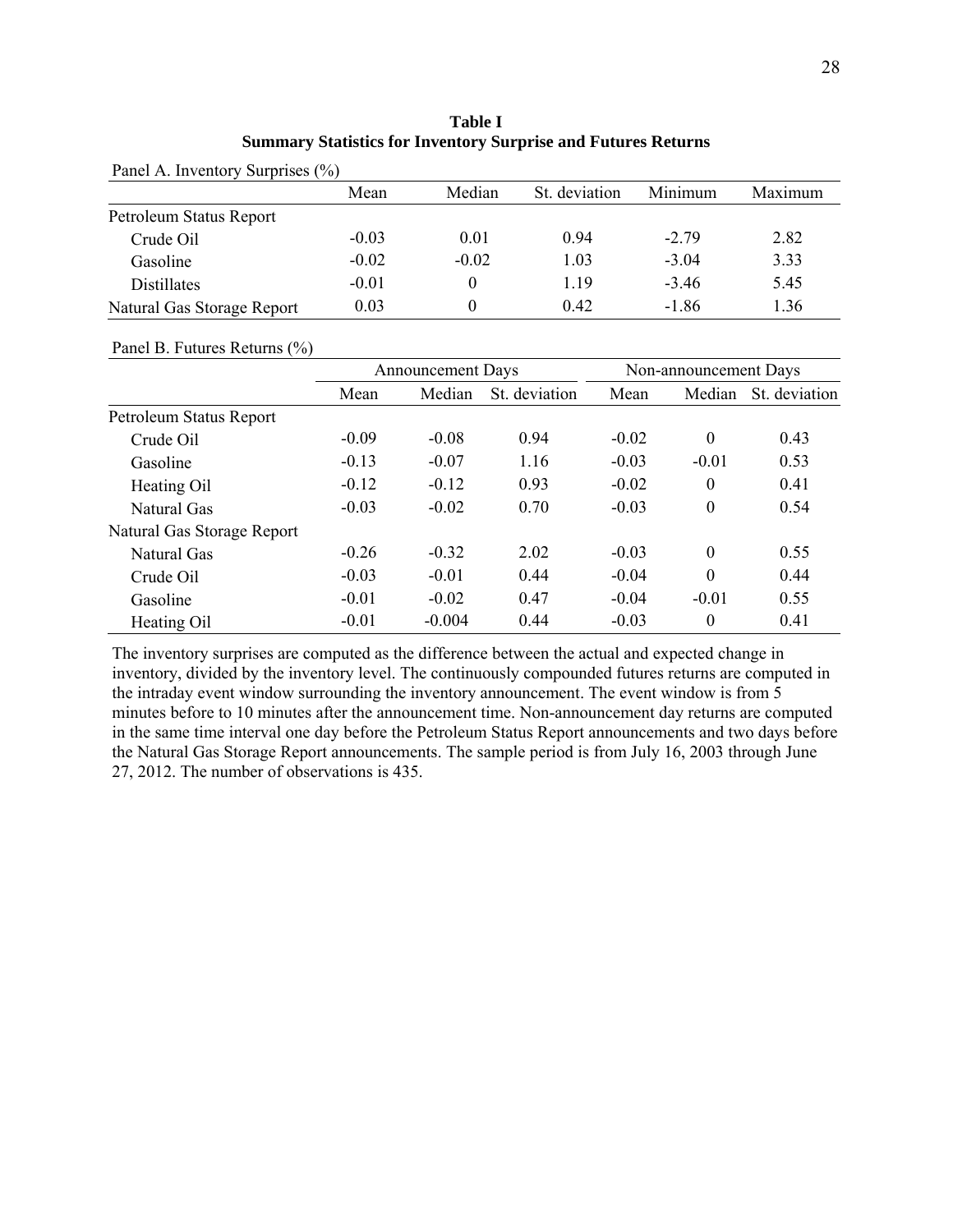**Table I**
**Summary Statistics for Inventory Surprise and Futures Returns**

Panel A. Inventory Surprises (%)

| | Mean | Median | St. deviation | Minimum | Maximum |
|---|---|---|---|---|---|
| Petroleum Status Report | | | | | |
| Crude Oil | -0.03 | 0.01 | 0.94 | -2.79 | 2.82 |
| Gasoline | -0.02 | -0.02 | 1.03 | -3.04 | 3.33 |
| Distillates | -0.01 | 0 | 1.19 | -3.46 | 5.45 |
| Natural Gas Storage Report | 0.03 | 0 | 0.42 | -1.86 | 1.36 |

Panel B. Futures Returns (%)

| | Announcement Days | | | Non-announcement Days | | |
|---|---|---|---|---|---|---|
| | Mean | Median | St. deviation | Mean | Median | St. deviation |
| Petroleum Status Report | | | | | | |
| Crude Oil | -0.09 | -0.08 | 0.94 | -0.02 | 0 | 0.43 |
| Gasoline | -0.13 | -0.07 | 1.16 | -0.03 | -0.01 | 0.53 |
| Heating Oil | -0.12 | -0.12 | 0.93 | -0.02 | 0 | 0.41 |
| Natural Gas | -0.03 | -0.02 | 0.70 | -0.03 | 0 | 0.54 |
| Natural Gas Storage Report | | | | | | |
| Natural Gas | -0.26 | -0.32 | 2.02 | -0.03 | 0 | 0.55 |
| Crude Oil | -0.03 | -0.01 | 0.44 | -0.04 | 0 | 0.44 |
| Gasoline | -0.01 | -0.02 | 0.47 | -0.04 | -0.01 | 0.55 |
| Heating Oil | -0.01 | -0.004 | 0.44 | -0.03 | 0 | 0.41 |

The inventory surprises are computed as the difference between the actual and expected change in inventory, divided by the inventory level. The continuously compounded futures returns are computed in the intraday event window surrounding the inventory announcement. The event window is from 5 minutes before to 10 minutes after the announcement time. Non-announcement day returns are computed in the same time interval one day before the Petroleum Status Report announcements and two days before the Natural Gas Storage Report announcements. The sample period is from July 16, 2003 through June 27, 2012. The number of observations is 435.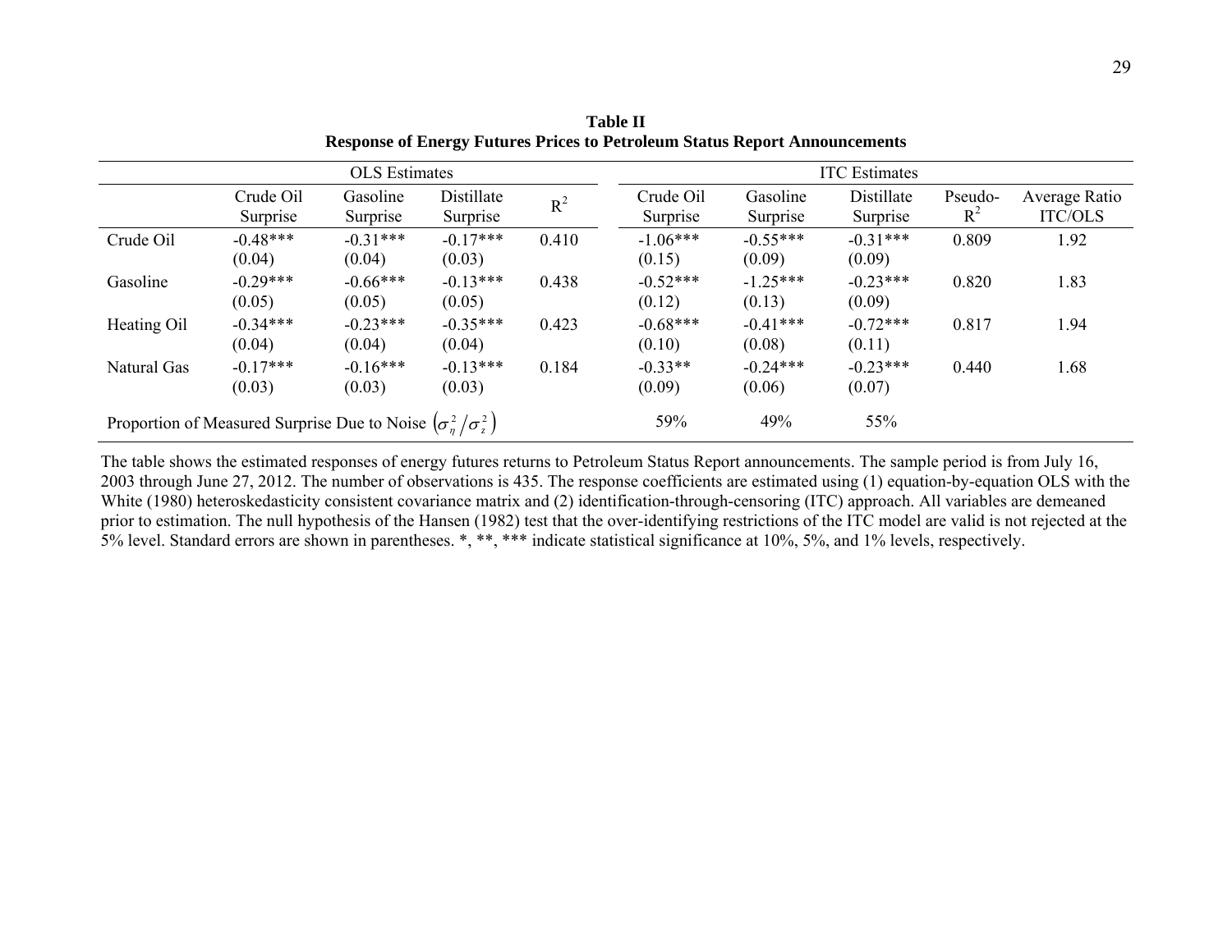**Table II**
**Response of Energy Futures Prices to Petroleum Status Report Announcements**

| | OLS Estimates | | | | ITC Estimates | | | | |
|---|---|---|---|---|---|---|---|---|---|
| | Crude Oil Surprise | Gasoline Surprise | Distillate Surprise | $R^2$ | Crude Oil Surprise | Gasoline Surprise | Distillate Surprise | Pseudo-$R^2$ | Average Ratio ITC/OLS |
| Crude Oil | -0.48*** | -0.31*** | -0.17*** | 0.410 | -1.06*** | -0.55*** | -0.31*** | 0.809 | 1.92 |
| | (0.04) | (0.04) | (0.03) | | (0.15) | (0.09) | (0.09) | | |
| Gasoline | -0.29*** | -0.66*** | -0.13*** | 0.438 | -0.52*** | -1.25*** | -0.23*** | 0.820 | 1.83 |
| | (0.05) | (0.05) | (0.05) | | (0.12) | (0.13) | (0.09) | | |
| Heating Oil | -0.34*** | -0.23*** | -0.35*** | 0.423 | -0.68*** | -0.41*** | -0.72*** | 0.817 | 1.94 |
| | (0.04) | (0.04) | (0.04) | | (0.10) | (0.08) | (0.11) | | |
| Natural Gas | -0.17*** | -0.16*** | -0.13*** | 0.184 | -0.33** | -0.24*** | -0.23*** | 0.440 | 1.68 |
| | (0.03) | (0.03) | (0.03) | | (0.09) | (0.06) | (0.07) | | |
| Proportion of Measured Surprise Due to Noise $\left(\sigma_{\eta}^{2}/\sigma_{z}^{2}\right)$ | | | | | 59% | 49% | 55% | | |

The table shows the estimated responses of energy futures returns to Petroleum Status Report announcements. The sample period is from July 16, 2003 through June 27, 2012. The number of observations is 435. The response coefficients are estimated using (1) equation-by-equation OLS with the White (1980) heteroskedasticity consistent covariance matrix and (2) identification-through-censoring (ITC) approach. All variables are demeaned prior to estimation. The null hypothesis of the Hansen (1982) test that the over-identifying restrictions of the ITC model are valid is not rejected at the 5% level. Standard errors are shown in parentheses. *, **, *** indicate statistical significance at 10%, 5%, and 1% levels, respectively.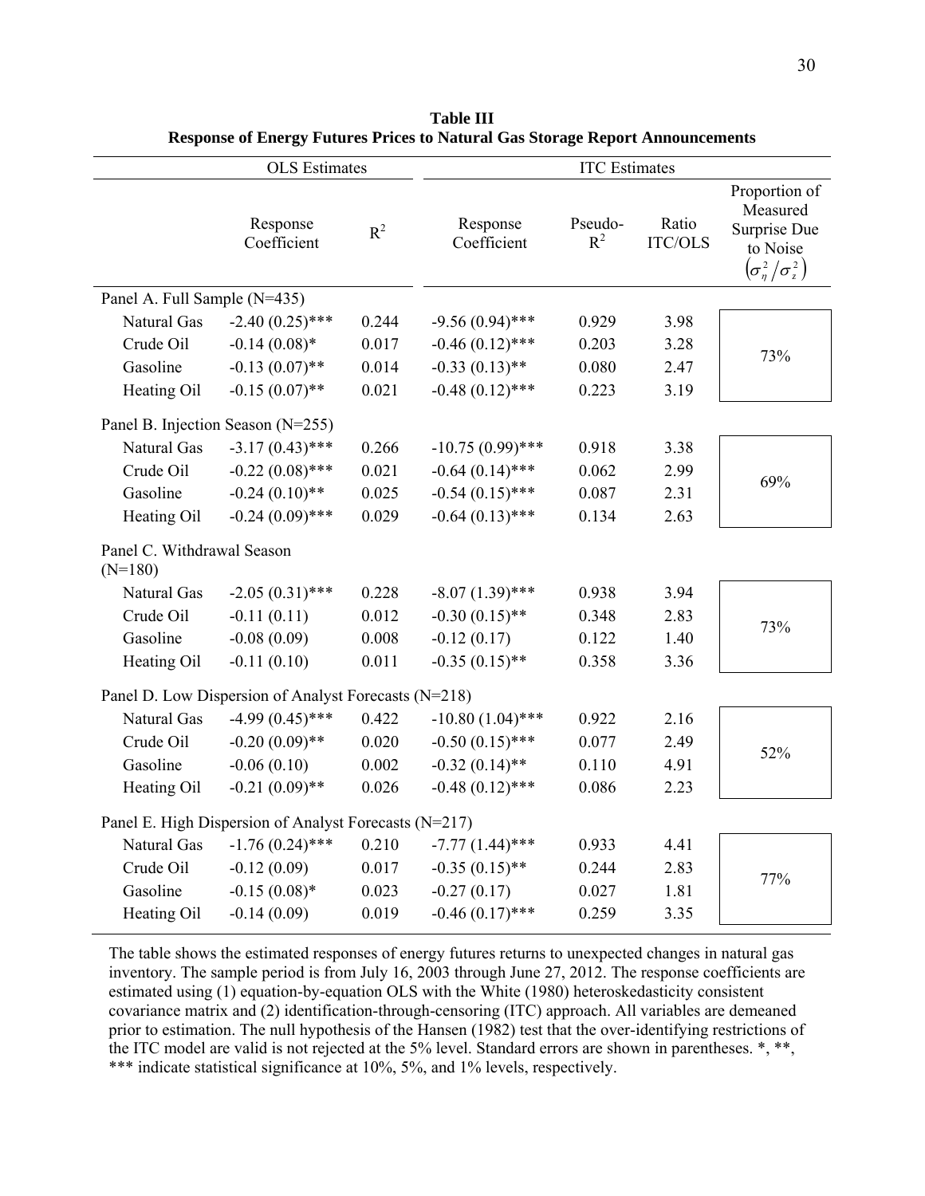**Table III**
**Response of Energy Futures Prices to Natural Gas Storage Report Announcements**

| | OLS Estimates | | ITC Estimates | | | |
|---|---|---|---|---|---|---|
| | Response Coefficient | $R^2$ | Response Coefficient | Pseudo-$R^2$ | Ratio ITC/OLS | Proportion of Measured Surprise Due to Noise $\left(\sigma_\eta^2/\sigma_z^2\right)$ |
| Panel A. Full Sample (N=435) | | | | | | |
| Natural Gas | -2.40 (0.25)*** | 0.244 | -9.56 (0.94)*** | 0.929 | 3.98 | 73% |
| Crude Oil | -0.14 (0.08)* | 0.017 | -0.46 (0.12)*** | 0.203 | 3.28 | |
| Gasoline | -0.13 (0.07)** | 0.014 | -0.33 (0.13)** | 0.080 | 2.47 | |
| Heating Oil | -0.15 (0.07)** | 0.021 | -0.48 (0.12)*** | 0.223 | 3.19 | |
| Panel B. Injection Season (N=255) | | | | | | |
| Natural Gas | -3.17 (0.43)*** | 0.266 | -10.75 (0.99)*** | 0.918 | 3.38 | 69% |
| Crude Oil | -0.22 (0.08)*** | 0.021 | -0.64 (0.14)*** | 0.062 | 2.99 | |
| Gasoline | -0.24 (0.10)** | 0.025 | -0.54 (0.15)*** | 0.087 | 2.31 | |
| Heating Oil | -0.24 (0.09)*** | 0.029 | -0.64 (0.13)*** | 0.134 | 2.63 | |
| Panel C. Withdrawal Season (N=180) | | | | | | |
| Natural Gas | -2.05 (0.31)*** | 0.228 | -8.07 (1.39)*** | 0.938 | 3.94 | 73% |
| Crude Oil | -0.11 (0.11) | 0.012 | -0.30 (0.15)** | 0.348 | 2.83 | |
| Gasoline | -0.08 (0.09) | 0.008 | -0.12 (0.17) | 0.122 | 1.40 | |
| Heating Oil | -0.11 (0.10) | 0.011 | -0.35 (0.15)** | 0.358 | 3.36 | |
| Panel D. Low Dispersion of Analyst Forecasts (N=218) | | | | | | |
| Natural Gas | -4.99 (0.45)*** | 0.422 | -10.80 (1.04)*** | 0.922 | 2.16 | 52% |
| Crude Oil | -0.20 (0.09)** | 0.020 | -0.50 (0.15)*** | 0.077 | 2.49 | |
| Gasoline | -0.06 (0.10) | 0.002 | -0.32 (0.14)** | 0.110 | 4.91 | |
| Heating Oil | -0.21 (0.09)** | 0.026 | -0.48 (0.12)*** | 0.086 | 2.23 | |
| Panel E. High Dispersion of Analyst Forecasts (N=217) | | | | | | |
| Natural Gas | -1.76 (0.24)*** | 0.210 | -7.77 (1.44)*** | 0.933 | 4.41 | 77% |
| Crude Oil | -0.12 (0.09) | 0.017 | -0.35 (0.15)** | 0.244 | 2.83 | |
| Gasoline | -0.15 (0.08)* | 0.023 | -0.27 (0.17) | 0.027 | 1.81 | |
| Heating Oil | -0.14 (0.09) | 0.019 | -0.46 (0.17)*** | 0.259 | 3.35 | |

The table shows the estimated responses of energy futures returns to unexpected changes in natural gas inventory. The sample period is from July 16, 2003 through June 27, 2012. The response coefficients are estimated using (1) equation-by-equation OLS with the White (1980) heteroskedasticity consistent covariance matrix and (2) identification-through-censoring (ITC) approach. All variables are demeaned prior to estimation. The null hypothesis of the Hansen (1982) test that the over-identifying restrictions of the ITC model are valid is not rejected at the 5% level. Standard errors are shown in parentheses. *, **, *** indicate statistical significance at 10%, 5%, and 1% levels, respectively.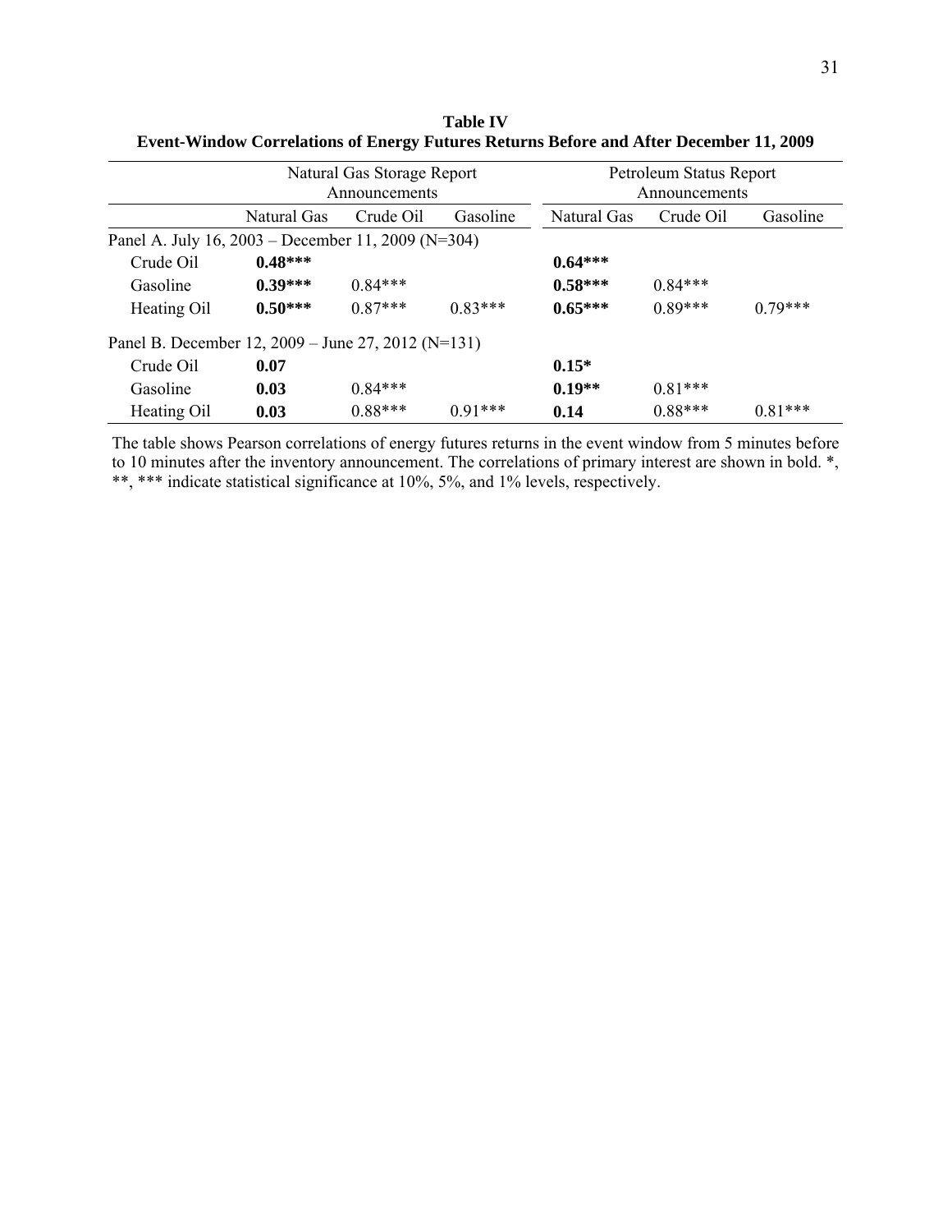**Table IV**
**Event-Window Correlations of Energy Futures Returns Before and After December 11, 2009**

| | Natural Gas Storage Report Announcements | | | Petroleum Status Report Announcements | | |
|---|---|---|---|---|---|---|
| | Natural Gas | Crude Oil | Gasoline | Natural Gas | Crude Oil | Gasoline |
| Panel A. July 16, 2003 – December 11, 2009 (N=304) | | | | | | |
| Crude Oil | **0.48*** ** | | | **0.64*** ** | | |
| Gasoline | **0.39*** ** | 0.84*** | | **0.58*** ** | 0.84*** | |
| Heating Oil | **0.50*** ** | 0.87*** | 0.83*** | **0.65*** ** | 0.89*** | 0.79*** |
| Panel B. December 12, 2009 – June 27, 2012 (N=131) | | | | | | |
| Crude Oil | **0.07** | | | **0.15*** | | |
| Gasoline | **0.03** | 0.84*** | | **0.19** ** | 0.81*** | |
| Heating Oil | **0.03** | 0.88*** | 0.91*** | **0.14** | 0.88*** | 0.81*** |

The table shows Pearson correlations of energy futures returns in the event window from 5 minutes before to 10 minutes after the inventory announcement. The correlations of primary interest are shown in bold. *, **, *** indicate statistical significance at 10%, 5%, and 1% levels, respectively.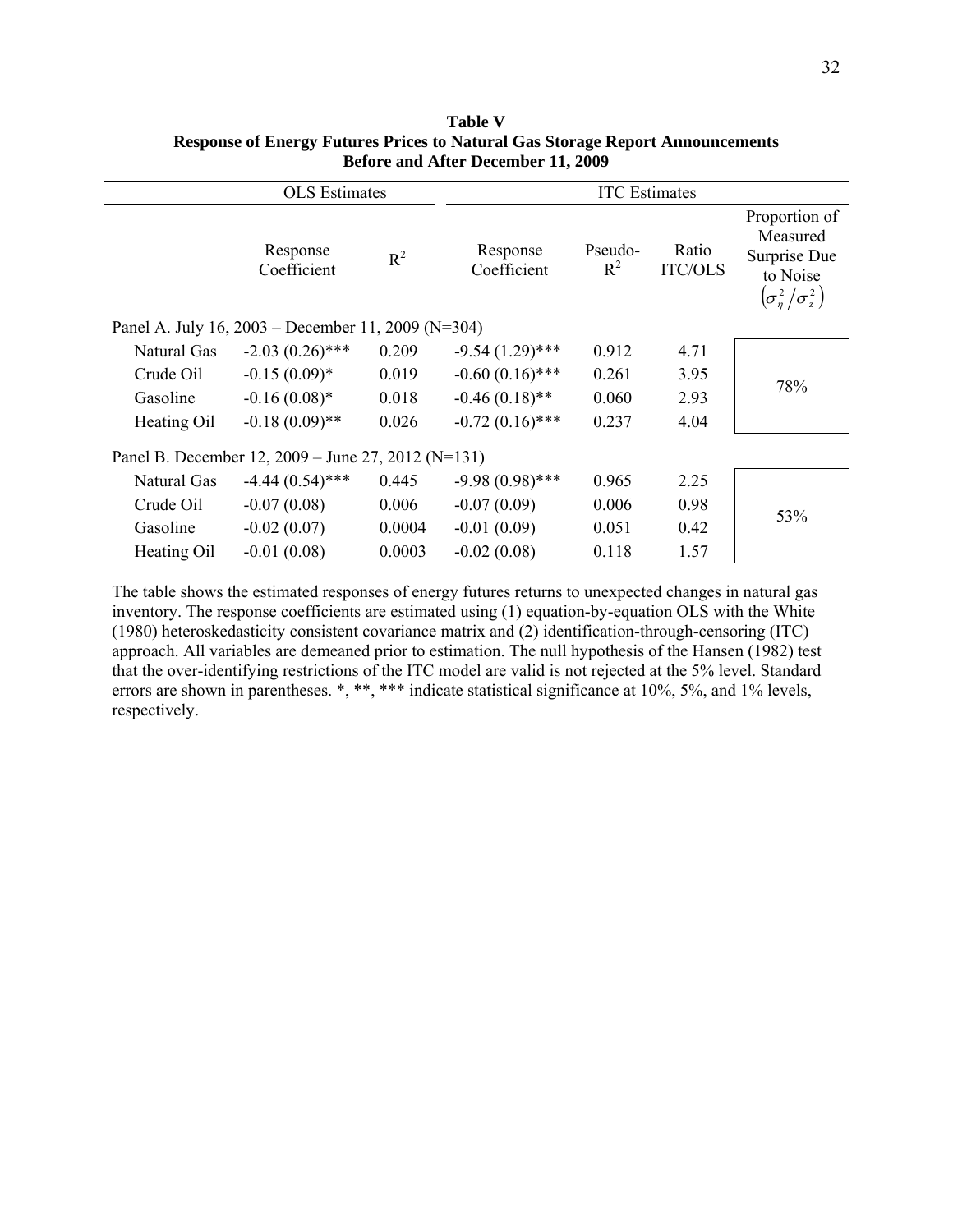**Table V**
**Response of Energy Futures Prices to Natural Gas Storage Report Announcements Before and After December 11, 2009**

| | OLS Estimates | | ITC Estimates | | | |
|---|---|---|---|---|---|---|
| | Response Coefficient | $R^2$ | Response Coefficient | Pseudo-$R^2$ | Ratio ITC/OLS | Proportion of Measured Surprise Due to Noise $\left(\sigma_\eta^2/\sigma_z^2\right)$ |
| Panel A. July 16, 2003 – December 11, 2009 (N=304) | | | | | | |
| Natural Gas | -2.03 (0.26)*** | 0.209 | -9.54 (1.29)*** | 0.912 | 4.71 | 78% |
| Crude Oil | -0.15 (0.09)* | 0.019 | -0.60 (0.16)*** | 0.261 | 3.95 | |
| Gasoline | -0.16 (0.08)* | 0.018 | -0.46 (0.18)** | 0.060 | 2.93 | |
| Heating Oil | -0.18 (0.09)** | 0.026 | -0.72 (0.16)*** | 0.237 | 4.04 | |
| Panel B. December 12, 2009 – June 27, 2012 (N=131) | | | | | | |
| Natural Gas | -4.44 (0.54)*** | 0.445 | -9.98 (0.98)*** | 0.965 | 2.25 | 53% |
| Crude Oil | -0.07 (0.08) | 0.006 | -0.07 (0.09) | 0.006 | 0.98 | |
| Gasoline | -0.02 (0.07) | 0.0004 | -0.01 (0.09) | 0.051 | 0.42 | |
| Heating Oil | -0.01 (0.08) | 0.0003 | -0.02 (0.08) | 0.118 | 1.57 | |

The table shows the estimated responses of energy futures returns to unexpected changes in natural gas inventory. The response coefficients are estimated using (1) equation-by-equation OLS with the White (1980) heteroskedasticity consistent covariance matrix and (2) identification-through-censoring (ITC) approach. All variables are demeaned prior to estimation. The null hypothesis of the Hansen (1982) test that the over-identifying restrictions of the ITC model are valid is not rejected at the 5% level. Standard errors are shown in parentheses. *, **, *** indicate statistical significance at 10%, 5%, and 1% levels, respectively.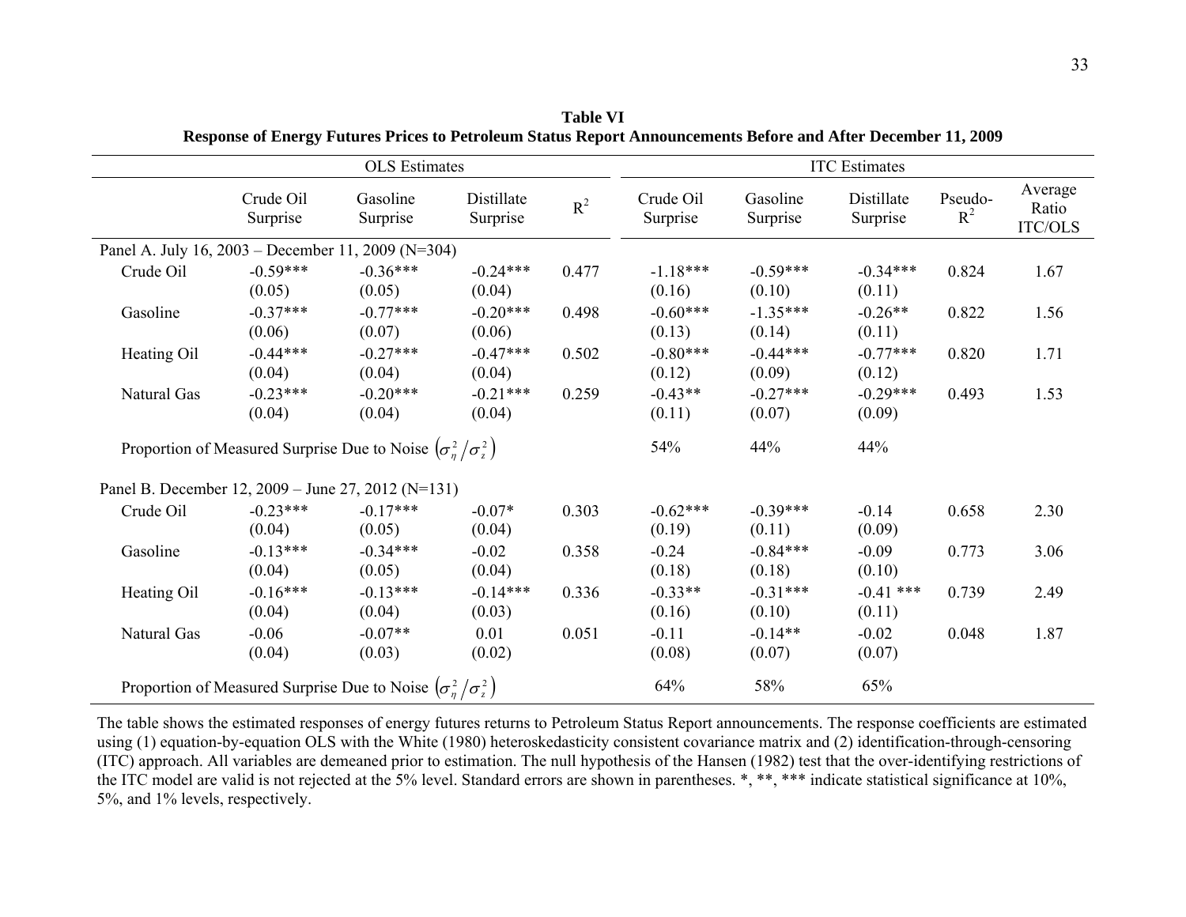**Table VI**
**Response of Energy Futures Prices to Petroleum Status Report Announcements Before and After December 11, 2009**

| | OLS Estimates | | | | ITC Estimates | | | | |
|---|---|---|---|---|---|---|---|---|---|
| | Crude Oil Surprise | Gasoline Surprise | Distillate Surprise | $R^2$ | Crude Oil Surprise | Gasoline Surprise | Distillate Surprise | Pseudo-$R^2$ | Average Ratio ITC/OLS |
| Panel A. July 16, 2003 – December 11, 2009 (N=304) | | | | | | | | | |
| Crude Oil | -0.59*** | -0.36*** | -0.24*** | 0.477 | -1.18*** | -0.59*** | -0.34*** | 0.824 | 1.67 |
| | (0.05) | (0.05) | (0.04) | | (0.16) | (0.10) | (0.11) | | |
| Gasoline | -0.37*** | -0.77*** | -0.20*** | 0.498 | -0.60*** | -1.35*** | -0.26** | 0.822 | 1.56 |
| | (0.06) | (0.07) | (0.06) | | (0.13) | (0.14) | (0.11) | | |
| Heating Oil | -0.44*** | -0.27*** | -0.47*** | 0.502 | -0.80*** | -0.44*** | -0.77*** | 0.820 | 1.71 |
| | (0.04) | (0.04) | (0.04) | | (0.12) | (0.09) | (0.12) | | |
| Natural Gas | -0.23*** | -0.20*** | -0.21*** | 0.259 | -0.43** | -0.27*** | -0.29*** | 0.493 | 1.53 |
| | (0.04) | (0.04) | (0.04) | | (0.11) | (0.07) | (0.09) | | |
| Proportion of Measured Surprise Due to Noise $\left(\sigma_\eta^2/\sigma_z^2\right)$ | | | | | 54% | 44% | 44% | | |
| Panel B. December 12, 2009 – June 27, 2012 (N=131) | | | | | | | | | |
| Crude Oil | -0.23*** | -0.17*** | -0.07* | 0.303 | -0.62*** | -0.39*** | -0.14 | 0.658 | 2.30 |
| | (0.04) | (0.05) | (0.04) | | (0.19) | (0.11) | (0.09) | | |
| Gasoline | -0.13*** | -0.34*** | -0.02 | 0.358 | -0.24 | -0.84*** | -0.09 | 0.773 | 3.06 |
| | (0.04) | (0.05) | (0.04) | | (0.18) | (0.18) | (0.10) | | |
| Heating Oil | -0.16*** | -0.13*** | -0.14*** | 0.336 | -0.33** | -0.31*** | -0.41 *** | 0.739 | 2.49 |
| | (0.04) | (0.04) | (0.03) | | (0.16) | (0.10) | (0.11) | | |
| Natural Gas | -0.06 | -0.07** | 0.01 | 0.051 | -0.11 | -0.14** | -0.02 | 0.048 | 1.87 |
| | (0.04) | (0.03) | (0.02) | | (0.08) | (0.07) | (0.07) | | |
| Proportion of Measured Surprise Due to Noise $\left(\sigma_\eta^2/\sigma_z^2\right)$ | | | | | 64% | 58% | 65% | | |

The table shows the estimated responses of energy futures returns to Petroleum Status Report announcements. The response coefficients are estimated using (1) equation-by-equation OLS with the White (1980) heteroskedasticity consistent covariance matrix and (2) identification-through-censoring (ITC) approach. All variables are demeaned prior to estimation. The null hypothesis of the Hansen (1982) test that the over-identifying restrictions of the ITC model are valid is not rejected at the 5% level. Standard errors are shown in parentheses. *, **, *** indicate statistical significance at 10%, 5%, and 1% levels, respectively.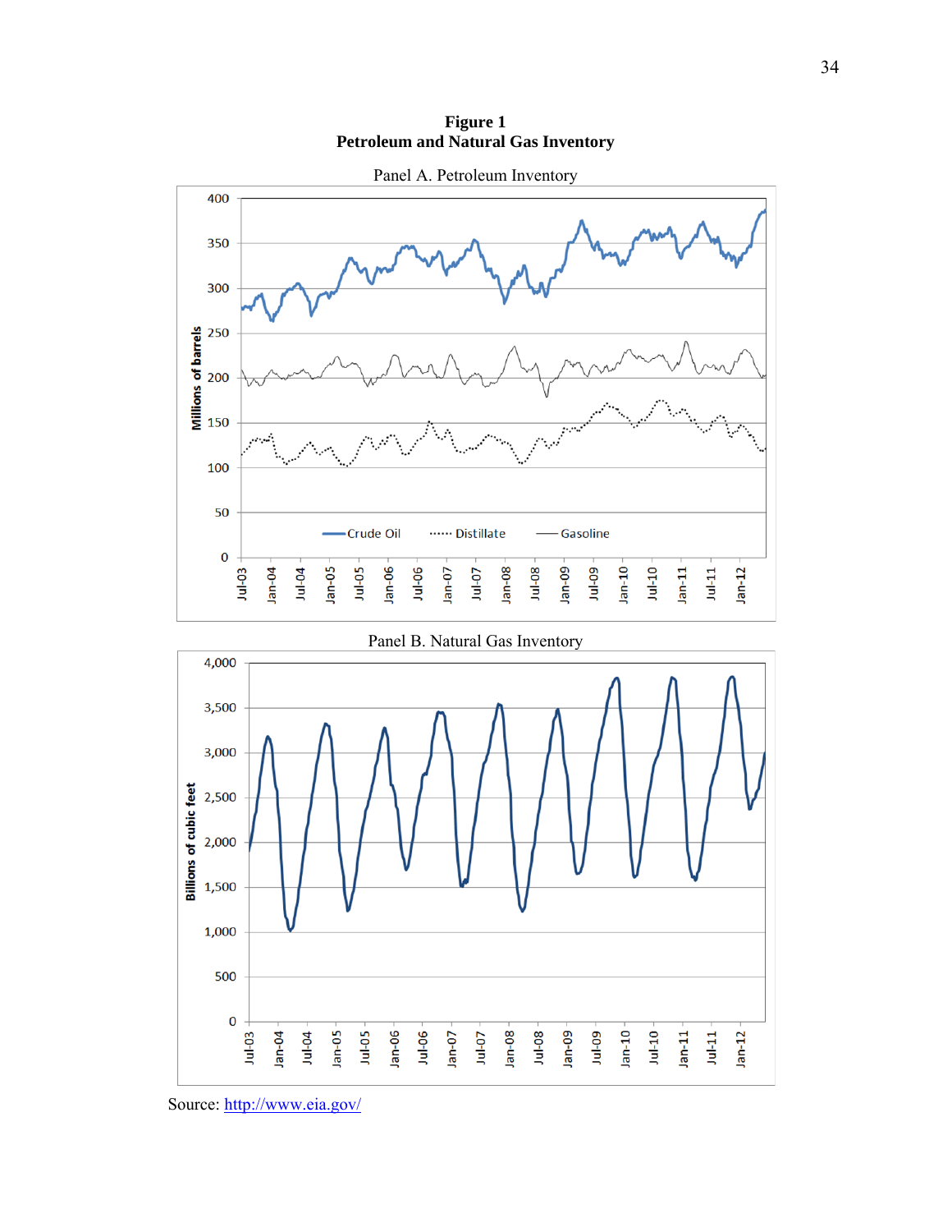**Figure 1**
**Petroleum and Natural Gas Inventory**

Panel A. Petroleum Inventory

Panel B. Natural Gas Inventory

Source: http://www.eia.gov/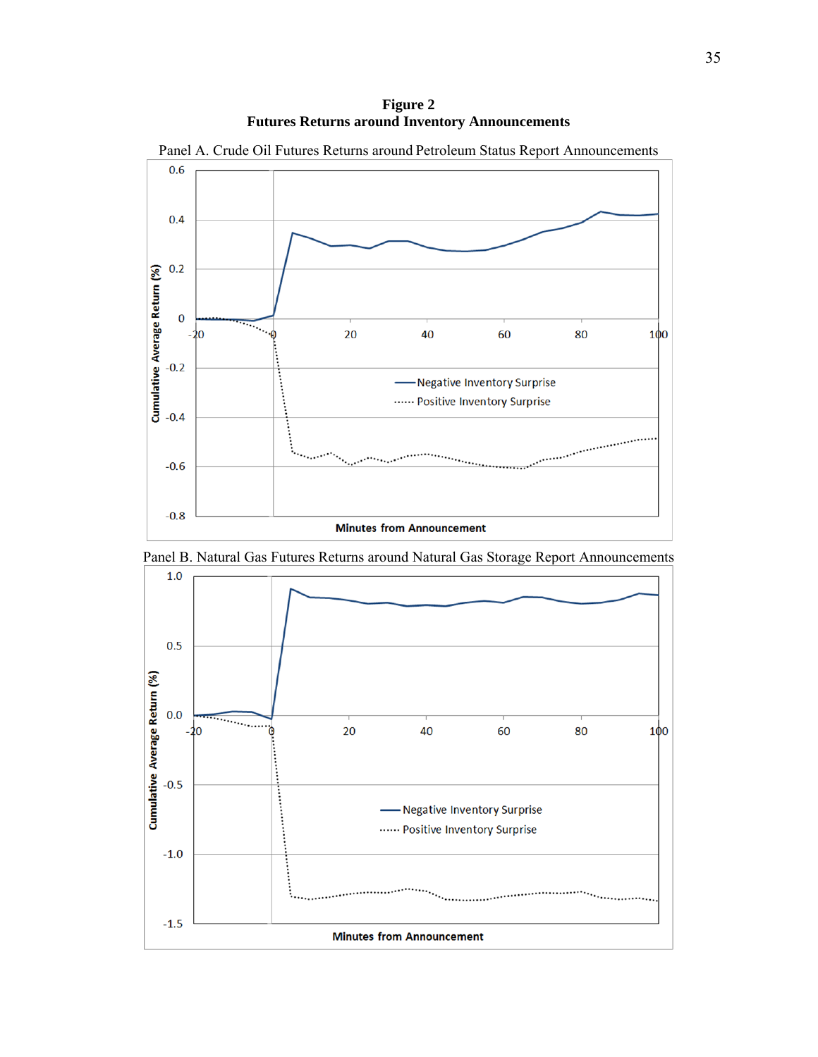**Figure 2**
**Futures Returns around Inventory Announcements**

Panel A. Crude Oil Futures Returns around Petroleum Status Report Announcements

Panel B. Natural Gas Futures Returns around Natural Gas Storage Report Announcements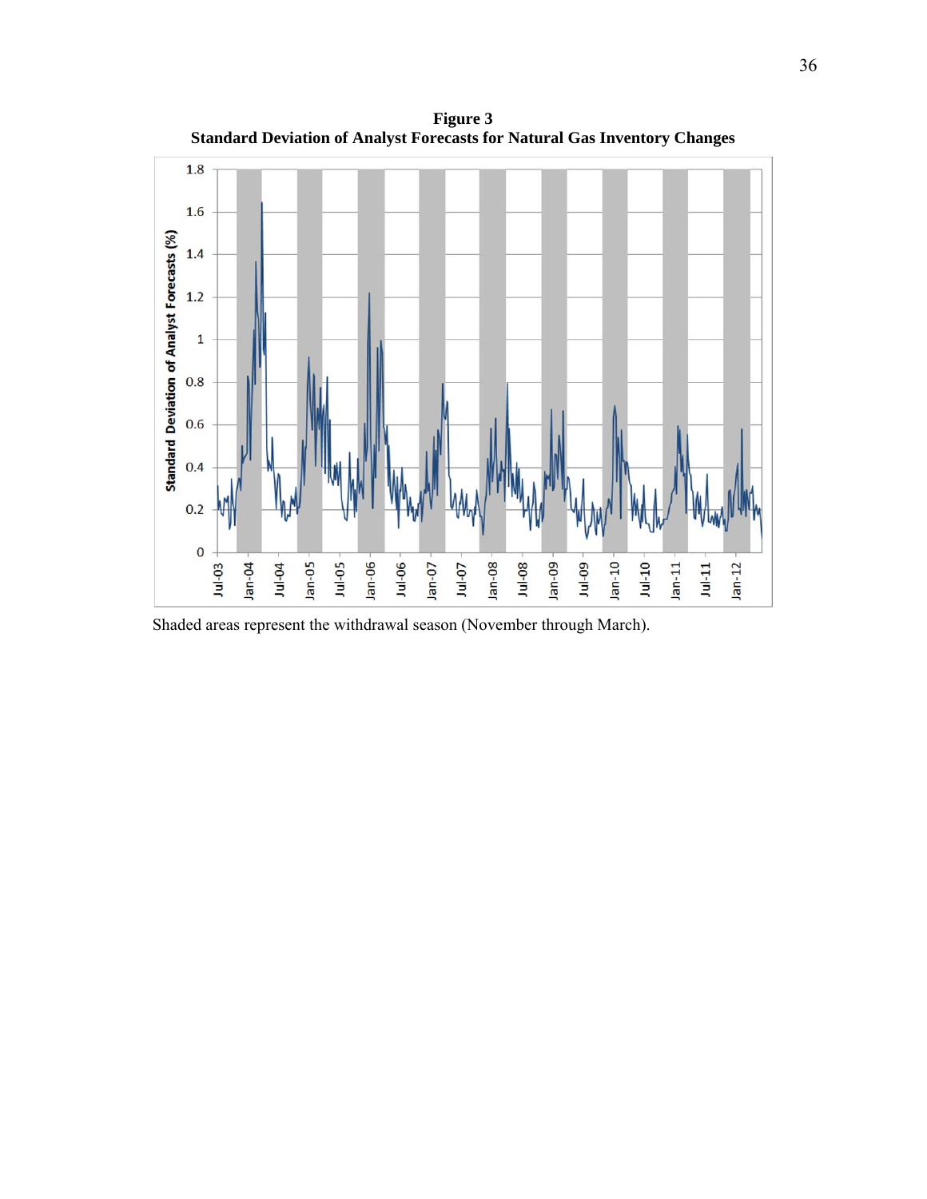**Figure 3**
**Standard Deviation of Analyst Forecasts for Natural Gas Inventory Changes**

Shaded areas represent the withdrawal season (November through March).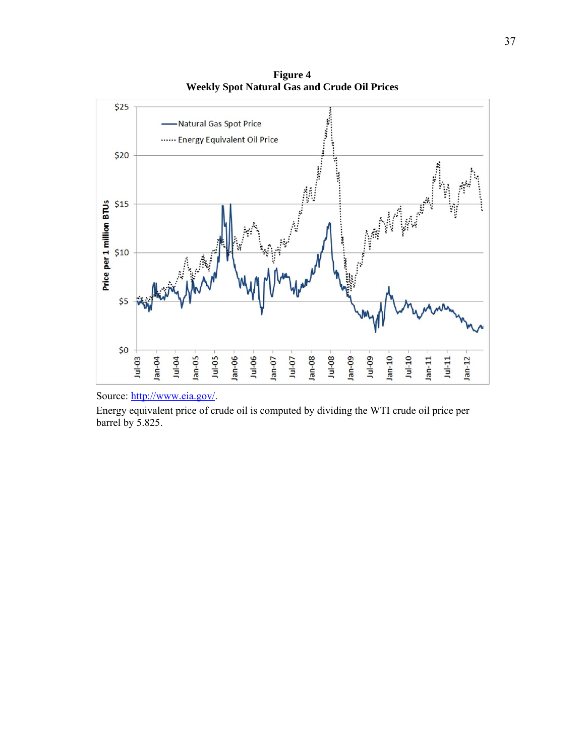**Figure 4**
**Weekly Spot Natural Gas and Crude Oil Prices**

Source: http://www.eia.gov/.

Energy equivalent price of crude oil is computed by dividing the WTI crude oil price per barrel by 5.825.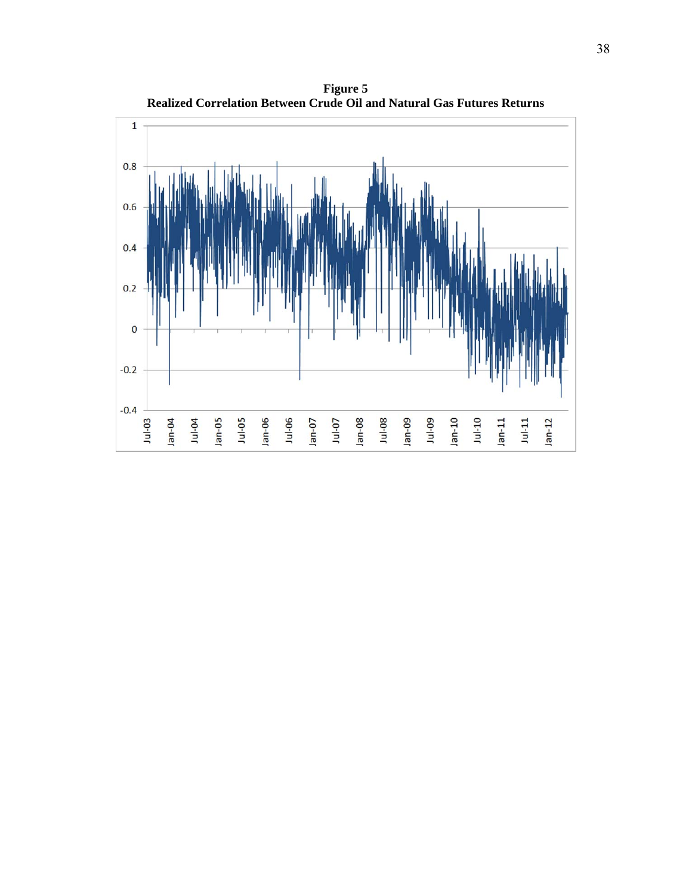**Figure 5**
**Realized Correlation Between Crude Oil and Natural Gas Futures Returns**

1
0.8
0.6
0.4
0.2
0
-0.2
-0.4

Jul-03
Jan-04
Jul-04
Jan-05
Jul-05
Jan-06
Jul-06
Jan-07
Jul-07
Jan-08
Jul-08
Jan-09
Jul-09
Jan-10
Jul-10
Jan-11
Jul-11
Jan-12